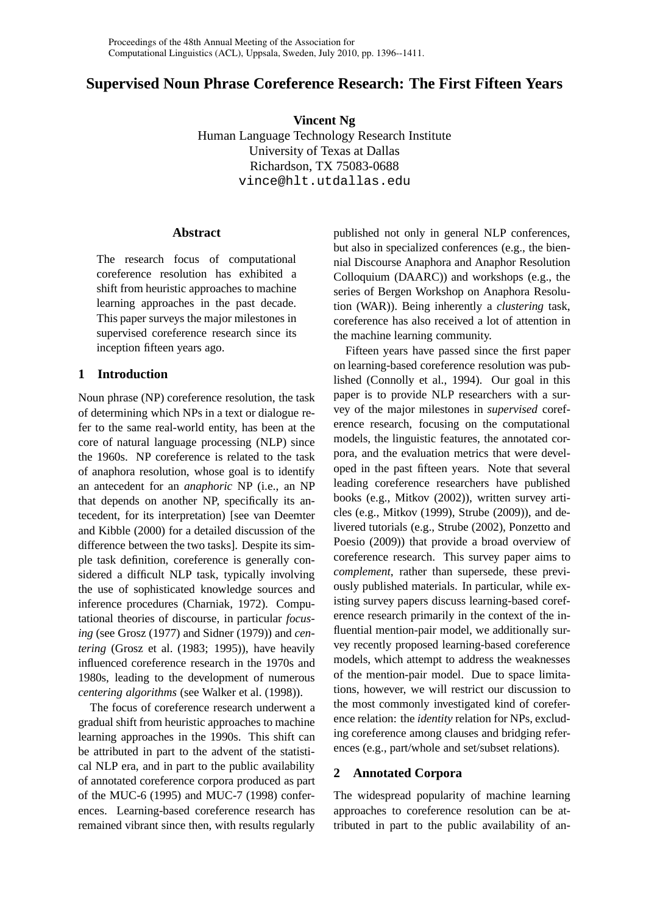Proceedings of the 48th Annual Meeting of the Association for Computational Linguistics (ACL), Uppsala, Sweden, July 2010, pp. 1396--1411.

# Supervised Noun Phrase Coreference Research: The First Fifteen Years

**Vincent Ng**
Human Language Technology Research Institute
University of Texas at Dallas
Richardson, TX 75083-0688
vince@hlt.utdallas.edu

### Abstract

The research focus of computational coreference resolution has exhibited a shift from heuristic approaches to machine learning approaches in the past decade. This paper surveys the major milestones in supervised coreference research since its inception fifteen years ago.

## 1 Introduction

Noun phrase (NP) coreference resolution, the task of determining which NPs in a text or dialogue refer to the same real-world entity, has been at the core of natural language processing (NLP) since the 1960s. NP coreference is related to the task of anaphora resolution, whose goal is to identify an antecedent for an *anaphoric* NP (i.e., an NP that depends on another NP, specifically its antecedent, for its interpretation) [see van Deemter and Kibble (2000) for a detailed discussion of the difference between the two tasks]. Despite its simple task definition, coreference is generally considered a difficult NLP task, typically involving the use of sophisticated knowledge sources and inference procedures (Charniak, 1972). Computational theories of discourse, in particular *focusing* (see Grosz (1977) and Sidner (1979)) and *centering* (Grosz et al. (1983; 1995)), have heavily influenced coreference research in the 1970s and 1980s, leading to the development of numerous *centering algorithms* (see Walker et al. (1998)).

The focus of coreference research underwent a gradual shift from heuristic approaches to machine learning approaches in the 1990s. This shift can be attributed in part to the advent of the statistical NLP era, and in part to the public availability of annotated coreference corpora produced as part of the MUC-6 (1995) and MUC-7 (1998) conferences. Learning-based coreference research has remained vibrant since then, with results regularly published not only in general NLP conferences, but also in specialized conferences (e.g., the biennial Discourse Anaphora and Anaphor Resolution Colloquium (DAARC)) and workshops (e.g., the series of Bergen Workshop on Anaphora Resolution (WAR)). Being inherently a *clustering* task, coreference has also received a lot of attention in the machine learning community.

Fifteen years have passed since the first paper on learning-based coreference resolution was published (Connolly et al., 1994). Our goal in this paper is to provide NLP researchers with a survey of the major milestones in *supervised* coreference research, focusing on the computational models, the linguistic features, the annotated corpora, and the evaluation metrics that were developed in the past fifteen years. Note that several leading coreference researchers have published books (e.g., Mitkov (2002)), written survey articles (e.g., Mitkov (1999), Strube (2009)), and delivered tutorials (e.g., Strube (2002), Ponzetto and Poesio (2009)) that provide a broad overview of coreference research. This survey paper aims to *complement*, rather than supersede, these previously published materials. In particular, while existing survey papers discuss learning-based coreference research primarily in the context of the influential mention-pair model, we additionally survey recently proposed learning-based coreference models, which attempt to address the weaknesses of the mention-pair model. Due to space limitations, however, we will restrict our discussion to the most commonly investigated kind of coreference relation: the *identity* relation for NPs, excluding coreference among clauses and bridging references (e.g., part/whole and set/subset relations).

## 2 Annotated Corpora

The widespread popularity of machine learning approaches to coreference resolution can be attributed in part to the public availability of an-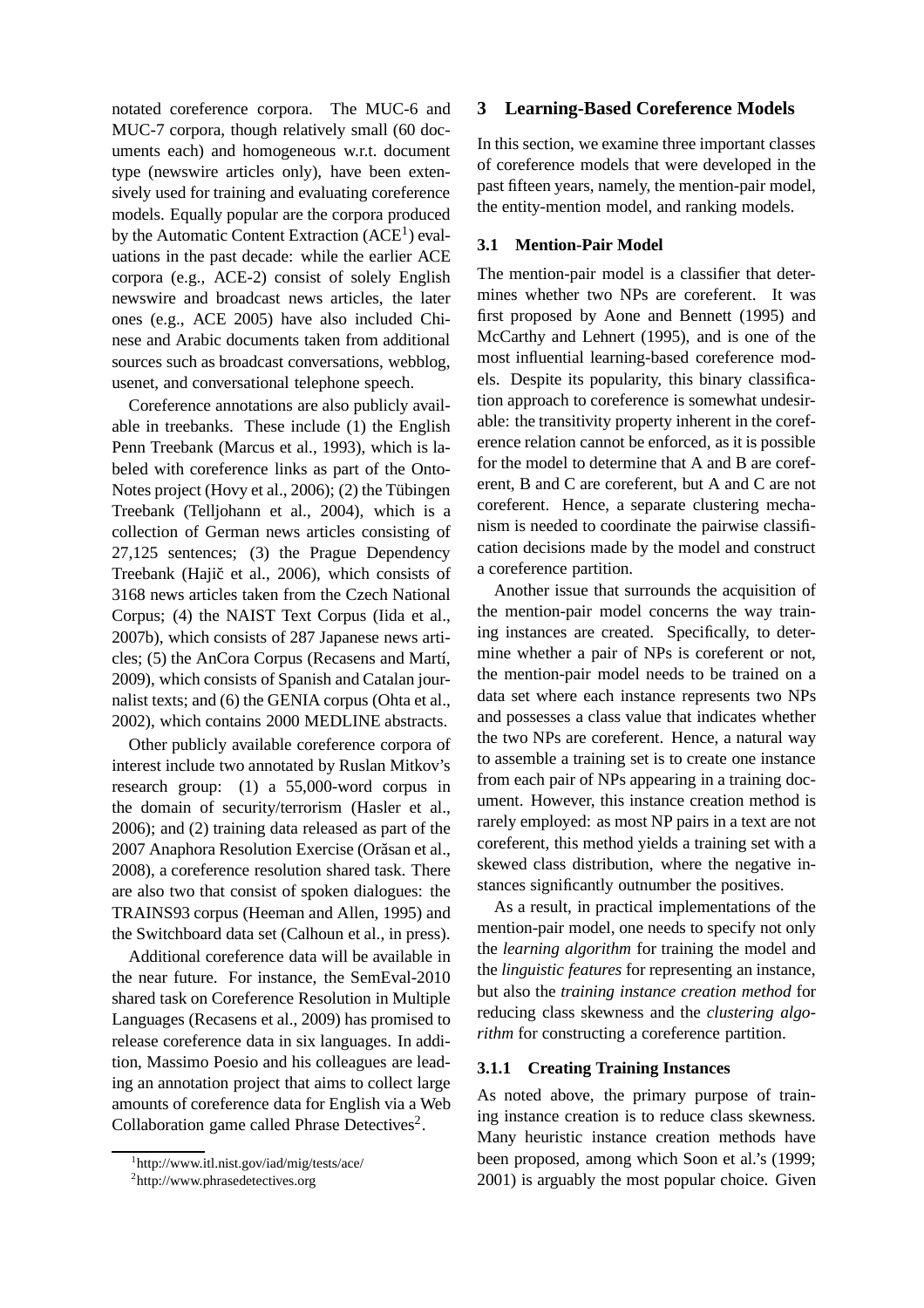notated coreference corpora. The MUC-6 and MUC-7 corpora, though relatively small (60 documents each) and homogeneous w.r.t. document type (newswire articles only), have been extensively used for training and evaluating coreference models. Equally popular are the corpora produced by the Automatic Content Extraction (ACE[1]) evaluations in the past decade: while the earlier ACE corpora (e.g., ACE-2) consist of solely English newswire and broadcast news articles, the later ones (e.g., ACE 2005) have also included Chinese and Arabic documents taken from additional sources such as broadcast conversations, webblog, usenet, and conversational telephone speech.

Coreference annotations are also publicly available in treebanks. These include (1) the English Penn Treebank (Marcus et al., 1993), which is labeled with coreference links as part of the OntoNotes project (Hovy et al., 2006); (2) the Tübingen Treebank (Telljohann et al., 2004), which is a collection of German news articles consisting of 27,125 sentences; (3) the Prague Dependency Treebank (Hajič et al., 2006), which consists of 3168 news articles taken from the Czech National Corpus; (4) the NAIST Text Corpus (Iida et al., 2007b), which consists of 287 Japanese news articles; (5) the AnCora Corpus (Recasens and Martí, 2009), which consists of Spanish and Catalan journalist texts; and (6) the GENIA corpus (Ohta et al., 2002), which contains 2000 MEDLINE abstracts.

Other publicly available coreference corpora of interest include two annotated by Ruslan Mitkov's research group: (1) a 55,000-word corpus in the domain of security/terrorism (Hasler et al., 2006); and (2) training data released as part of the 2007 Anaphora Resolution Exercise (Orăsan et al., 2008), a coreference resolution shared task. There are also two that consist of spoken dialogues: the TRAINS93 corpus (Heeman and Allen, 1995) and the Switchboard data set (Calhoun et al., in press).

Additional coreference data will be available in the near future. For instance, the SemEval-2010 shared task on Coreference Resolution in Multiple Languages (Recasens et al., 2009) has promised to release coreference data in six languages. In addition, Massimo Poesio and his colleagues are leading an annotation project that aims to collect large amounts of coreference data for English via a Web Collaboration game called Phrase Detectives[2].

[1]http://www.itl.nist.gov/iad/mig/tests/ace/

[2]http://www.phrasedetectives.org

## 3 Learning-Based Coreference Models

In this section, we examine three important classes of coreference models that were developed in the past fifteen years, namely, the mention-pair model, the entity-mention model, and ranking models.

### 3.1 Mention-Pair Model

The mention-pair model is a classifier that determines whether two NPs are coreferent. It was first proposed by Aone and Bennett (1995) and McCarthy and Lehnert (1995), and is one of the most influential learning-based coreference models. Despite its popularity, this binary classification approach to coreference is somewhat undesirable: the transitivity property inherent in the coreference relation cannot be enforced, as it is possible for the model to determine that A and B are coreferent, B and C are coreferent, but A and C are not coreferent. Hence, a separate clustering mechanism is needed to coordinate the pairwise classification decisions made by the model and construct a coreference partition.

Another issue that surrounds the acquisition of the mention-pair model concerns the way training instances are created. Specifically, to determine whether a pair of NPs is coreferent or not, the mention-pair model needs to be trained on a data set where each instance represents two NPs and possesses a class value that indicates whether the two NPs are coreferent. Hence, a natural way to assemble a training set is to create one instance from each pair of NPs appearing in a training document. However, this instance creation method is rarely employed: as most NP pairs in a text are not coreferent, this method yields a training set with a skewed class distribution, where the negative instances significantly outnumber the positives.

As a result, in practical implementations of the mention-pair model, one needs to specify not only the *learning algorithm* for training the model and the *linguistic features* for representing an instance, but also the *training instance creation method* for reducing class skewness and the *clustering algorithm* for constructing a coreference partition.

#### 3.1.1 Creating Training Instances

As noted above, the primary purpose of training instance creation is to reduce class skewness. Many heuristic instance creation methods have been proposed, among which Soon et al.'s (1999; 2001) is arguably the most popular choice. Given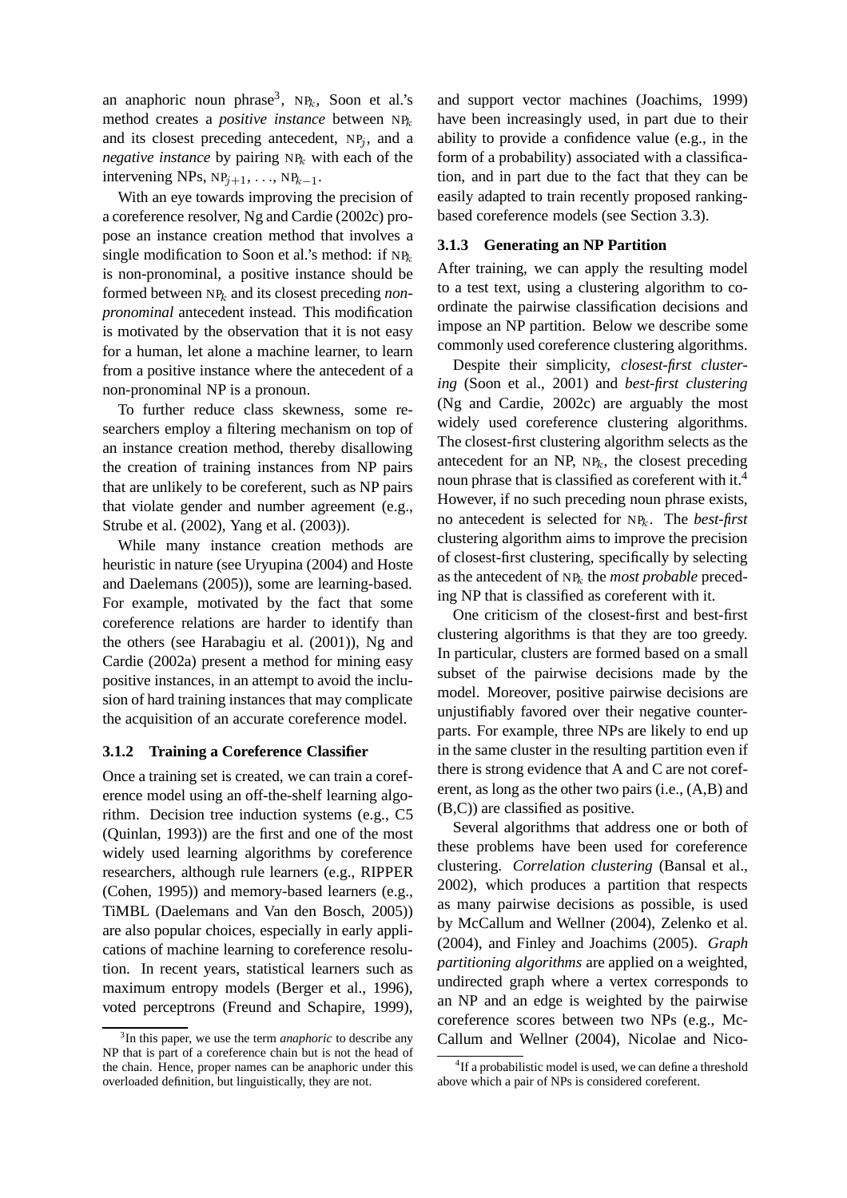an anaphoric noun phrase[3], $\text{NP}_k$, Soon et al.'s method creates a *positive instance* between $\text{NP}_k$ and its closest preceding antecedent, $\text{NP}_j$, and a *negative instance* by pairing $\text{NP}_k$ with each of the intervening NPs, $\text{NP}_{j+1}, \ldots, \text{NP}_{k-1}$.

With an eye towards improving the precision of a coreference resolver, Ng and Cardie (2002c) propose an instance creation method that involves a single modification to Soon et al.'s method: if $\text{NP}_k$ is non-pronominal, a positive instance should be formed between $\text{NP}_k$ and its closest preceding *non-pronominal* antecedent instead. This modification is motivated by the observation that it is not easy for a human, let alone a machine learner, to learn from a positive instance where the antecedent of a non-pronominal NP is a pronoun.

To further reduce class skewness, some researchers employ a filtering mechanism on top of an instance creation method, thereby disallowing the creation of training instances from NP pairs that are unlikely to be coreferent, such as NP pairs that violate gender and number agreement (e.g., Strube et al. (2002), Yang et al. (2003)).

While many instance creation methods are heuristic in nature (see Uryupina (2004) and Hoste and Daelemans (2005)), some are learning-based. For example, motivated by the fact that some coreference relations are harder to identify than the others (see Harabagiu et al. (2001)), Ng and Cardie (2002a) present a method for mining easy positive instances, in an attempt to avoid the inclusion of hard training instances that may complicate the acquisition of an accurate coreference model.

#### 3.1.2 Training a Coreference Classifier

Once a training set is created, we can train a coreference model using an off-the-shelf learning algorithm. Decision tree induction systems (e.g., C5 (Quinlan, 1993)) are the first and one of the most widely used learning algorithms by coreference researchers, although rule learners (e.g., RIPPER (Cohen, 1995)) and memory-based learners (e.g., TiMBL (Daelemans and Van den Bosch, 2005)) are also popular choices, especially in early applications of machine learning to coreference resolution. In recent years, statistical learners such as maximum entropy models (Berger et al., 1996), voted perceptrons (Freund and Schapire, 1999), and support vector machines (Joachims, 1999) have been increasingly used, in part due to their ability to provide a confidence value (e.g., in the form of a probability) associated with a classification, and in part due to the fact that they can be easily adapted to train recently proposed ranking-based coreference models (see Section 3.3).

#### 3.1.3 Generating an NP Partition

After training, we can apply the resulting model to a test text, using a clustering algorithm to coordinate the pairwise classification decisions and impose an NP partition. Below we describe some commonly used coreference clustering algorithms.

Despite their simplicity, *closest-first clustering* (Soon et al., 2001) and *best-first clustering* (Ng and Cardie, 2002c) are arguably the most widely used coreference clustering algorithms. The closest-first clustering algorithm selects as the antecedent for an NP, $\text{NP}_k$, the closest preceding noun phrase that is classified as coreferent with it.[4] However, if no such preceding noun phrase exists, no antecedent is selected for $\text{NP}_k$. The *best-first* clustering algorithm aims to improve the precision of closest-first clustering, specifically by selecting as the antecedent of $\text{NP}_k$ the *most probable* preceding NP that is classified as coreferent with it.

One criticism of the closest-first and best-first clustering algorithms is that they are too greedy. In particular, clusters are formed based on a small subset of the pairwise decisions made by the model. Moreover, positive pairwise decisions are unjustifiably favored over their negative counterparts. For example, three NPs are likely to end up in the same cluster in the resulting partition even if there is strong evidence that A and C are not coreferent, as long as the other two pairs (i.e., (A,B) and (B,C)) are classified as positive.

Several algorithms that address one or both of these problems have been used for coreference clustering. *Correlation clustering* (Bansal et al., 2002), which produces a partition that respects as many pairwise decisions as possible, is used by McCallum and Wellner (2004), Zelenko et al. (2004), and Finley and Joachims (2005). *Graph partitioning algorithms* are applied on a weighted, undirected graph where a vertex corresponds to an NP and an edge is weighted by the pairwise coreference scores between two NPs (e.g., McCallum and Wellner (2004), Nicolae and Nico-

[3] In this paper, we use the term *anaphoric* to describe any NP that is part of a coreference chain but is not the head of the chain. Hence, proper names can be anaphoric under this overloaded definition, but linguistically, they are not.

[4] If a probabilistic model is used, we can define a threshold above which a pair of NPs is considered coreferent.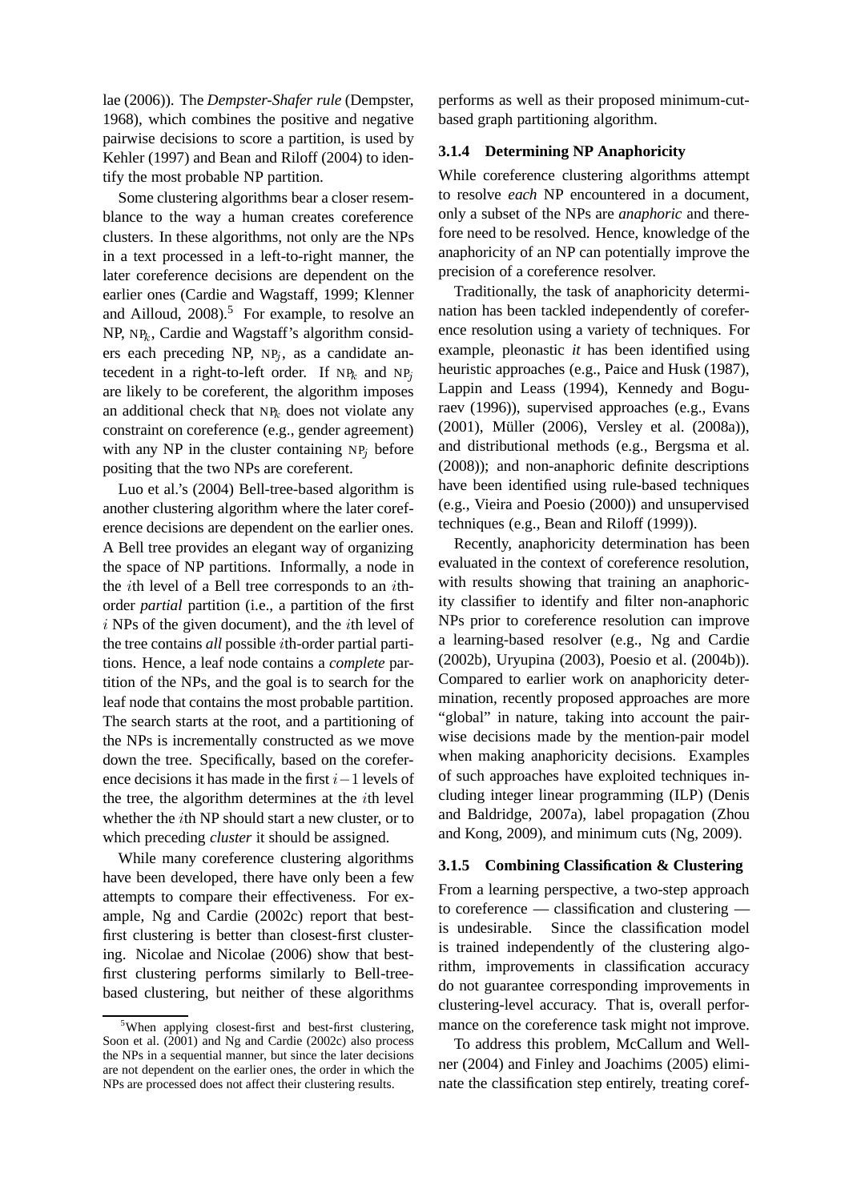lae (2006)). The *Dempster-Shafer rule* (Dempster, 1968), which combines the positive and negative pairwise decisions to score a partition, is used by Kehler (1997) and Bean and Riloff (2004) to identify the most probable NP partition.

Some clustering algorithms bear a closer resemblance to the way a human creates coreference clusters. In these algorithms, not only are the NPs in a text processed in a left-to-right manner, the later coreference decisions are dependent on the earlier ones (Cardie and Wagstaff, 1999; Klenner and Ailloud, 2008).[5] For example, to resolve an NP, $\text{NP}_k$, Cardie and Wagstaff's algorithm considers each preceding NP, $\text{NP}_j$, as a candidate antecedent in a right-to-left order. If $\text{NP}_k$ and $\text{NP}_j$ are likely to be coreferent, the algorithm imposes an additional check that $\text{NP}_k$ does not violate any constraint on coreference (e.g., gender agreement) with any NP in the cluster containing $\text{NP}_j$ before positing that the two NPs are coreferent.

Luo et al.'s (2004) Bell-tree-based algorithm is another clustering algorithm where the later coreference decisions are dependent on the earlier ones. A Bell tree provides an elegant way of organizing the space of NP partitions. Informally, a node in the $i$th level of a Bell tree corresponds to an $i$th-order *partial* partition (i.e., a partition of the first $i$ NPs of the given document), and the $i$th level of the tree contains *all* possible $i$th-order partial partitions. Hence, a leaf node contains a *complete* partition of the NPs, and the goal is to search for the leaf node that contains the most probable partition. The search starts at the root, and a partitioning of the NPs is incrementally constructed as we move down the tree. Specifically, based on the coreference decisions it has made in the first $i-1$ levels of the tree, the algorithm determines at the $i$th level whether the $i$th NP should start a new cluster, or to which preceding *cluster* it should be assigned.

While many coreference clustering algorithms have been developed, there have only been a few attempts to compare their effectiveness. For example, Ng and Cardie (2002c) report that best-first clustering is better than closest-first clustering. Nicolae and Nicolae (2006) show that best-first clustering performs similarly to Bell-tree-based clustering, but neither of these algorithms performs as well as their proposed minimum-cut-based graph partitioning algorithm.

[5] When applying closest-first and best-first clustering, Soon et al. (2001) and Ng and Cardie (2002c) also process the NPs in a sequential manner, but since the later decisions are not dependent on the earlier ones, the order in which the NPs are processed does not affect their clustering results.

#### 3.1.4 Determining NP Anaphoricity

While coreference clustering algorithms attempt to resolve *each* NP encountered in a document, only a subset of the NPs are *anaphoric* and therefore need to be resolved. Hence, knowledge of the anaphoricity of an NP can potentially improve the precision of a coreference resolver.

Traditionally, the task of anaphoricity determination has been tackled independently of coreference resolution using a variety of techniques. For example, pleonastic *it* has been identified using heuristic approaches (e.g., Paice and Husk (1987), Lappin and Leass (1994), Kennedy and Boguraev (1996)), supervised approaches (e.g., Evans (2001), Müller (2006), Versley et al. (2008a)), and distributional methods (e.g., Bergsma et al. (2008)); and non-anaphoric definite descriptions have been identified using rule-based techniques (e.g., Vieira and Poesio (2000)) and unsupervised techniques (e.g., Bean and Riloff (1999)).

Recently, anaphoricity determination has been evaluated in the context of coreference resolution, with results showing that training an anaphoricity classifier to identify and filter non-anaphoric NPs prior to coreference resolution can improve a learning-based resolver (e.g., Ng and Cardie (2002b), Uryupina (2003), Poesio et al. (2004b)). Compared to earlier work on anaphoricity determination, recently proposed approaches are more "global" in nature, taking into account the pairwise decisions made by the mention-pair model when making anaphoricity decisions. Examples of such approaches have exploited techniques including integer linear programming (ILP) (Denis and Baldridge, 2007a), label propagation (Zhou and Kong, 2009), and minimum cuts (Ng, 2009).

#### 3.1.5 Combining Classification & Clustering

From a learning perspective, a two-step approach to coreference — classification and clustering — is undesirable. Since the classification model is trained independently of the clustering algorithm, improvements in classification accuracy do not guarantee corresponding improvements in clustering-level accuracy. That is, overall performance on the coreference task might not improve.

To address this problem, McCallum and Wellner (2004) and Finley and Joachims (2005) eliminate the classification step entirely, treating coref-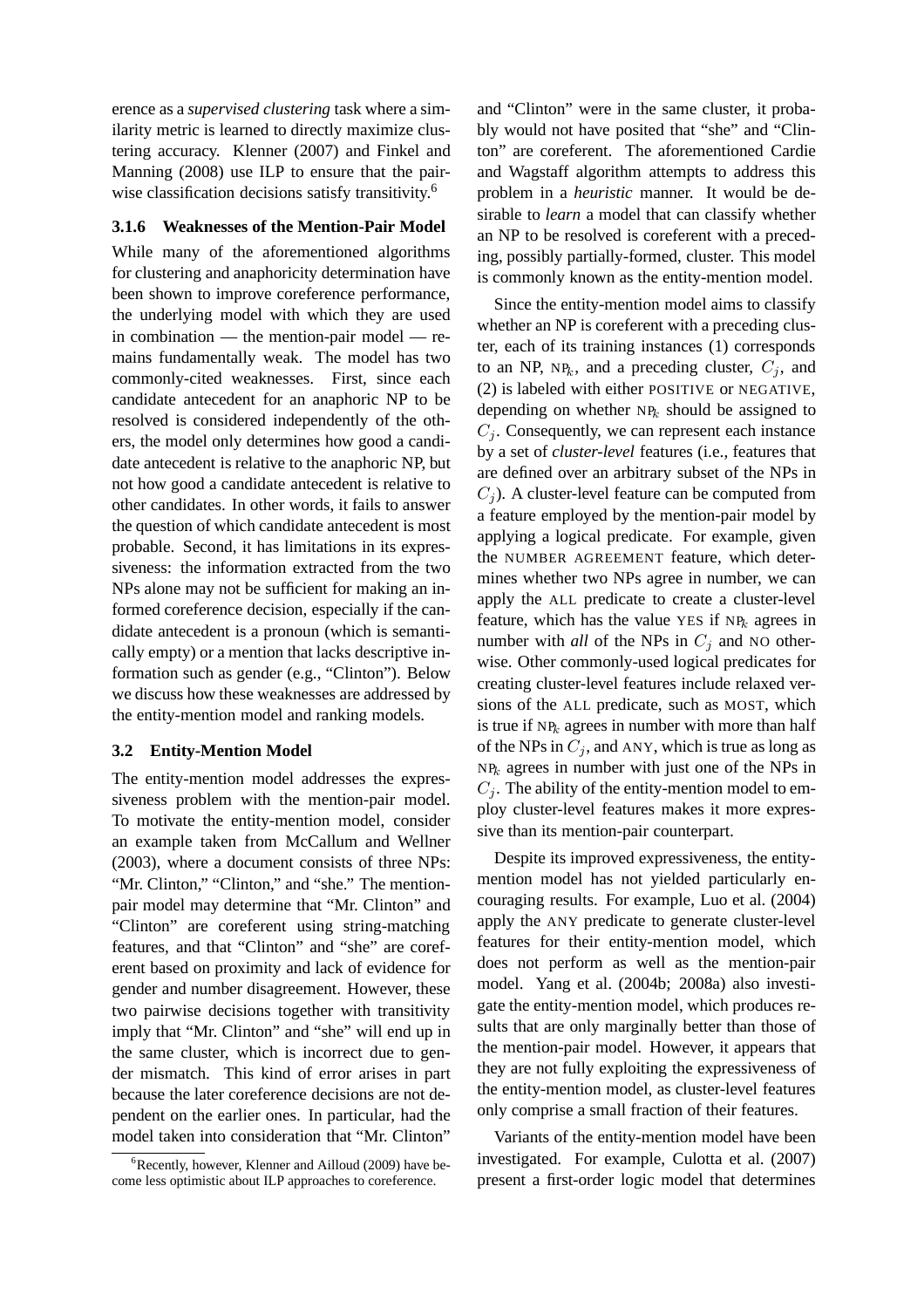erence as a *supervised clustering* task where a similarity metric is learned to directly maximize clustering accuracy. Klenner (2007) and Finkel and Manning (2008) use ILP to ensure that the pairwise classification decisions satisfy transitivity.[6]

### 3.1.6 Weaknesses of the Mention-Pair Model

While many of the aforementioned algorithms for clustering and anaphoricity determination have been shown to improve coreference performance, the underlying model with which they are used in combination — the mention-pair model — remains fundamentally weak. The model has two commonly-cited weaknesses. First, since each candidate antecedent for an anaphoric NP to be resolved is considered independently of the others, the model only determines how good a candidate antecedent is relative to the anaphoric NP, but not how good a candidate antecedent is relative to other candidates. In other words, it fails to answer the question of which candidate antecedent is most probable. Second, it has limitations in its expressiveness: the information extracted from the two NPs alone may not be sufficient for making an informed coreference decision, especially if the candidate antecedent is a pronoun (which is semantically empty) or a mention that lacks descriptive information such as gender (e.g., "Clinton"). Below we discuss how these weaknesses are addressed by the entity-mention model and ranking models.

## 3.2 Entity-Mention Model

The entity-mention model addresses the expressiveness problem with the mention-pair model. To motivate the entity-mention model, consider an example taken from McCallum and Wellner (2003), where a document consists of three NPs: "Mr. Clinton," "Clinton," and "she." The mention-pair model may determine that "Mr. Clinton" and "Clinton" are coreferent using string-matching features, and that "Clinton" and "she" are coreferent based on proximity and lack of evidence for gender and number disagreement. However, these two pairwise decisions together with transitivity imply that "Mr. Clinton" and "she" will end up in the same cluster, which is incorrect due to gender mismatch. This kind of error arises in part because the later coreference decisions are not dependent on the earlier ones. In particular, had the model taken into consideration that "Mr. Clinton" and "Clinton" were in the same cluster, it probably would not have posited that "she" and "Clinton" are coreferent. The aforementioned Cardie and Wagstaff algorithm attempts to address this problem in a *heuristic* manner. It would be desirable to *learn* a model that can classify whether an NP to be resolved is coreferent with a preceding, possibly partially-formed, cluster. This model is commonly known as the entity-mention model.

Since the entity-mention model aims to classify whether an NP is coreferent with a preceding cluster, each of its training instances (1) corresponds to an NP, $\text{NP}_k$, and a preceding cluster, $C_j$, and (2) is labeled with either POSITIVE or NEGATIVE, depending on whether $\text{NP}_k$ should be assigned to $C_j$. Consequently, we can represent each instance by a set of *cluster-level* features (i.e., features that are defined over an arbitrary subset of the NPs in $C_j$). A cluster-level feature can be computed from a feature employed by the mention-pair model by applying a logical predicate. For example, given the NUMBER AGREEMENT feature, which determines whether two NPs agree in number, we can apply the ALL predicate to create a cluster-level feature, which has the value YES if $\text{NP}_k$ agrees in number with *all* of the NPs in $C_j$ and NO otherwise. Other commonly-used logical predicates for creating cluster-level features include relaxed versions of the ALL predicate, such as MOST, which is true if $\text{NP}_k$ agrees in number with more than half of the NPs in $C_j$, and ANY, which is true as long as $\text{NP}_k$ agrees in number with just one of the NPs in $C_j$. The ability of the entity-mention model to employ cluster-level features makes it more expressive than its mention-pair counterpart.

Despite its improved expressiveness, the entity-mention model has not yielded particularly encouraging results. For example, Luo et al. (2004) apply the ANY predicate to generate cluster-level features for their entity-mention model, which does not perform as well as the mention-pair model. Yang et al. (2004b; 2008a) also investigate the entity-mention model, which produces results that are only marginally better than those of the mention-pair model. However, it appears that they are not fully exploiting the expressiveness of the entity-mention model, as cluster-level features only comprise a small fraction of their features.

Variants of the entity-mention model have been investigated. For example, Culotta et al. (2007) present a first-order logic model that determines

[6] Recently, however, Klenner and Ailloud (2009) have become less optimistic about ILP approaches to coreference.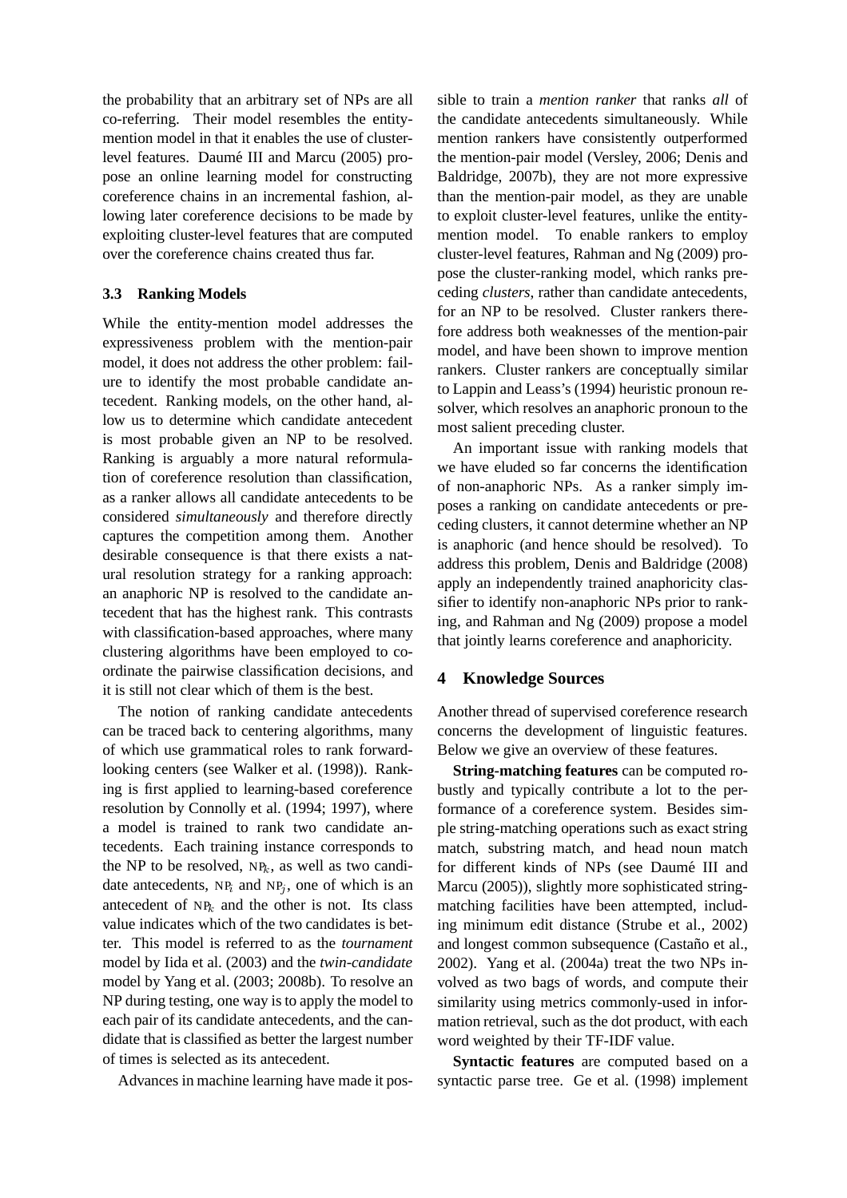the probability that an arbitrary set of NPs are all co-referring. Their model resembles the entity-mention model in that it enables the use of cluster-level features. Daumé III and Marcu (2005) propose an online learning model for constructing coreference chains in an incremental fashion, allowing later coreference decisions to be made by exploiting cluster-level features that are computed over the coreference chains created thus far.

### 3.3 Ranking Models

While the entity-mention model addresses the expressiveness problem with the mention-pair model, it does not address the other problem: failure to identify the most probable candidate antecedent. Ranking models, on the other hand, allow us to determine which candidate antecedent is most probable given an NP to be resolved. Ranking is arguably a more natural reformulation of coreference resolution than classification, as a ranker allows all candidate antecedents to be considered *simultaneously* and therefore directly captures the competition among them. Another desirable consequence is that there exists a natural resolution strategy for a ranking approach: an anaphoric NP is resolved to the candidate antecedent that has the highest rank. This contrasts with classification-based approaches, where many clustering algorithms have been employed to coordinate the pairwise classification decisions, and it is still not clear which of them is the best.

The notion of ranking candidate antecedents can be traced back to centering algorithms, many of which use grammatical roles to rank forward-looking centers (see Walker et al. (1998)). Ranking is first applied to learning-based coreference resolution by Connolly et al. (1994; 1997), where a model is trained to rank two candidate antecedents. Each training instance corresponds to the NP to be resolved, $NP_k$, as well as two candidate antecedents, $NP_i$ and $NP_j$, one of which is an antecedent of $NP_k$ and the other is not. Its class value indicates which of the two candidates is better. This model is referred to as the *tournament* model by Iida et al. (2003) and the *twin-candidate* model by Yang et al. (2003; 2008b). To resolve an NP during testing, one way is to apply the model to each pair of its candidate antecedents, and the candidate that is classified as better the largest number of times is selected as its antecedent.

Advances in machine learning have made it possible to train a *mention ranker* that ranks *all* of the candidate antecedents simultaneously. While mention rankers have consistently outperformed the mention-pair model (Versley, 2006; Denis and Baldridge, 2007b), they are not more expressive than the mention-pair model, as they are unable to exploit cluster-level features, unlike the entity-mention model. To enable rankers to employ cluster-level features, Rahman and Ng (2009) propose the cluster-ranking model, which ranks preceding *clusters*, rather than candidate antecedents, for an NP to be resolved. Cluster rankers therefore address both weaknesses of the mention-pair model, and have been shown to improve mention rankers. Cluster rankers are conceptually similar to Lappin and Leass's (1994) heuristic pronoun resolver, which resolves an anaphoric pronoun to the most salient preceding cluster.

An important issue with ranking models that we have eluded so far concerns the identification of non-anaphoric NPs. As a ranker simply imposes a ranking on candidate antecedents or preceding clusters, it cannot determine whether an NP is anaphoric (and hence should be resolved). To address this problem, Denis and Baldridge (2008) apply an independently trained anaphoricity classifier to identify non-anaphoric NPs prior to ranking, and Rahman and Ng (2009) propose a model that jointly learns coreference and anaphoricity.

## 4 Knowledge Sources

Another thread of supervised coreference research concerns the development of linguistic features. Below we give an overview of these features.

**String-matching features** can be computed robustly and typically contribute a lot to the performance of a coreference system. Besides simple string-matching operations such as exact string match, substring match, and head noun match for different kinds of NPs (see Daumé III and Marcu (2005)), slightly more sophisticated string-matching facilities have been attempted, including minimum edit distance (Strube et al., 2002) and longest common subsequence (Castaño et al., 2002). Yang et al. (2004a) treat the two NPs involved as two bags of words, and compute their similarity using metrics commonly-used in information retrieval, such as the dot product, with each word weighted by their TF-IDF value.

**Syntactic features** are computed based on a syntactic parse tree. Ge et al. (1998) implement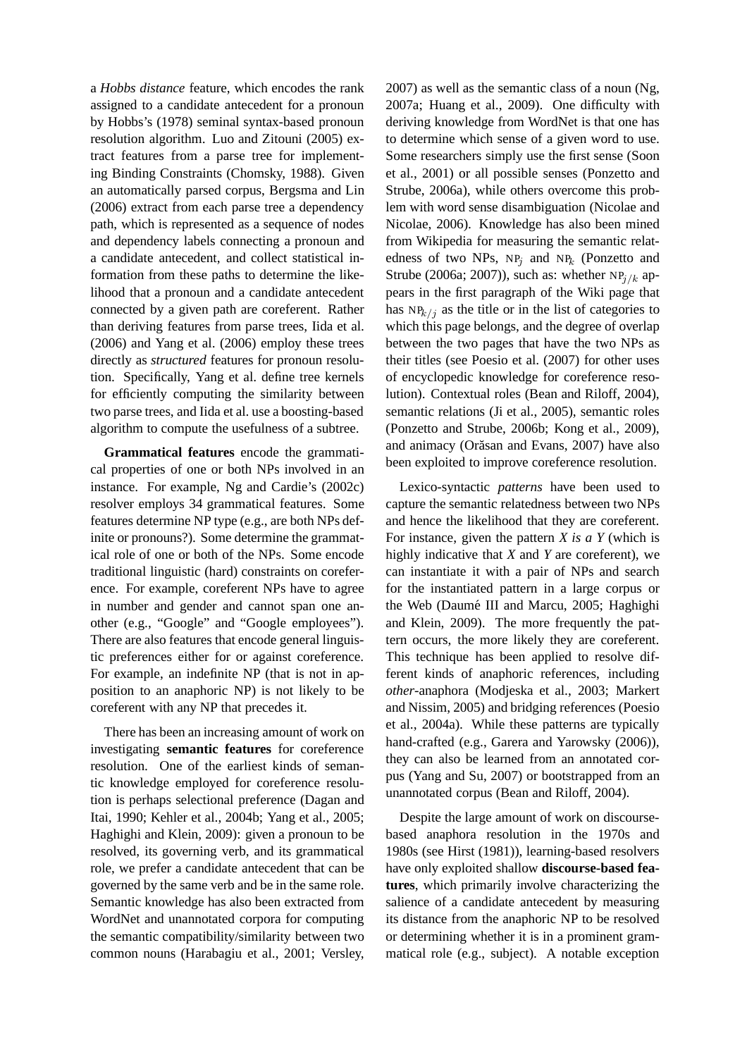a *Hobbs distance* feature, which encodes the rank assigned to a candidate antecedent for a pronoun by Hobbs's (1978) seminal syntax-based pronoun resolution algorithm. Luo and Zitouni (2005) extract features from a parse tree for implementing Binding Constraints (Chomsky, 1988). Given an automatically parsed corpus, Bergsma and Lin (2006) extract from each parse tree a dependency path, which is represented as a sequence of nodes and dependency labels connecting a pronoun and a candidate antecedent, and collect statistical information from these paths to determine the likelihood that a pronoun and a candidate antecedent connected by a given path are coreferent. Rather than deriving features from parse trees, Iida et al. (2006) and Yang et al. (2006) employ these trees directly as *structured* features for pronoun resolution. Specifically, Yang et al. define tree kernels for efficiently computing the similarity between two parse trees, and Iida et al. use a boosting-based algorithm to compute the usefulness of a subtree.

**Grammatical features** encode the grammatical properties of one or both NPs involved in an instance. For example, Ng and Cardie's (2002c) resolver employs 34 grammatical features. Some features determine NP type (e.g., are both NPs definite or pronouns?). Some determine the grammatical role of one or both of the NPs. Some encode traditional linguistic (hard) constraints on coreference. For example, coreferent NPs have to agree in number and gender and cannot span one another (e.g., "Google" and "Google employees"). There are also features that encode general linguistic preferences either for or against coreference. For example, an indefinite NP (that is not in apposition to an anaphoric NP) is not likely to be coreferent with any NP that precedes it.

There has been an increasing amount of work on investigating **semantic features** for coreference resolution. One of the earliest kinds of semantic knowledge employed for coreference resolution is perhaps selectional preference (Dagan and Itai, 1990; Kehler et al., 2004b; Yang et al., 2005; Haghighi and Klein, 2009): given a pronoun to be resolved, its governing verb, and its grammatical role, we prefer a candidate antecedent that can be governed by the same verb and be in the same role. Semantic knowledge has also been extracted from WordNet and unannotated corpora for computing the semantic compatibility/similarity between two common nouns (Harabagiu et al., 2001; Versley, 2007) as well as the semantic class of a noun (Ng, 2007a; Huang et al., 2009). One difficulty with deriving knowledge from WordNet is that one has to determine which sense of a given word to use. Some researchers simply use the first sense (Soon et al., 2001) or all possible senses (Ponzetto and Strube, 2006a), while others overcome this problem with word sense disambiguation (Nicolae and Nicolae, 2006). Knowledge has also been mined from Wikipedia for measuring the semantic relatedness of two NPs, $\text{NP}_j$ and $\text{NP}_k$ (Ponzetto and Strube (2006a; 2007)), such as: whether $\text{NP}_{j/k}$ appears in the first paragraph of the Wiki page that has $\text{NP}_{k/j}$ as the title or in the list of categories to which this page belongs, and the degree of overlap between the two pages that have the two NPs as their titles (see Poesio et al. (2007) for other uses of encyclopedic knowledge for coreference resolution). Contextual roles (Bean and Riloff, 2004), semantic relations (Ji et al., 2005), semantic roles (Ponzetto and Strube, 2006b; Kong et al., 2009), and animacy (Orăsan and Evans, 2007) have also been exploited to improve coreference resolution.

Lexico-syntactic *patterns* have been used to capture the semantic relatedness between two NPs and hence the likelihood that they are coreferent. For instance, given the pattern *X is a Y* (which is highly indicative that *X* and *Y* are coreferent), we can instantiate it with a pair of NPs and search for the instantiated pattern in a large corpus or the Web (Daumé III and Marcu, 2005; Haghighi and Klein, 2009). The more frequently the pattern occurs, the more likely they are coreferent. This technique has been applied to resolve different kinds of anaphoric references, including *other*-anaphora (Modjeska et al., 2003; Markert and Nissim, 2005) and bridging references (Poesio et al., 2004a). While these patterns are typically hand-crafted (e.g., Garera and Yarowsky (2006)), they can also be learned from an annotated corpus (Yang and Su, 2007) or bootstrapped from an unannotated corpus (Bean and Riloff, 2004).

Despite the large amount of work on discourse-based anaphora resolution in the 1970s and 1980s (see Hirst (1981)), learning-based resolvers have only exploited shallow **discourse-based features**, which primarily involve characterizing the salience of a candidate antecedent by measuring its distance from the anaphoric NP to be resolved or determining whether it is in a prominent grammatical role (e.g., subject). A notable exception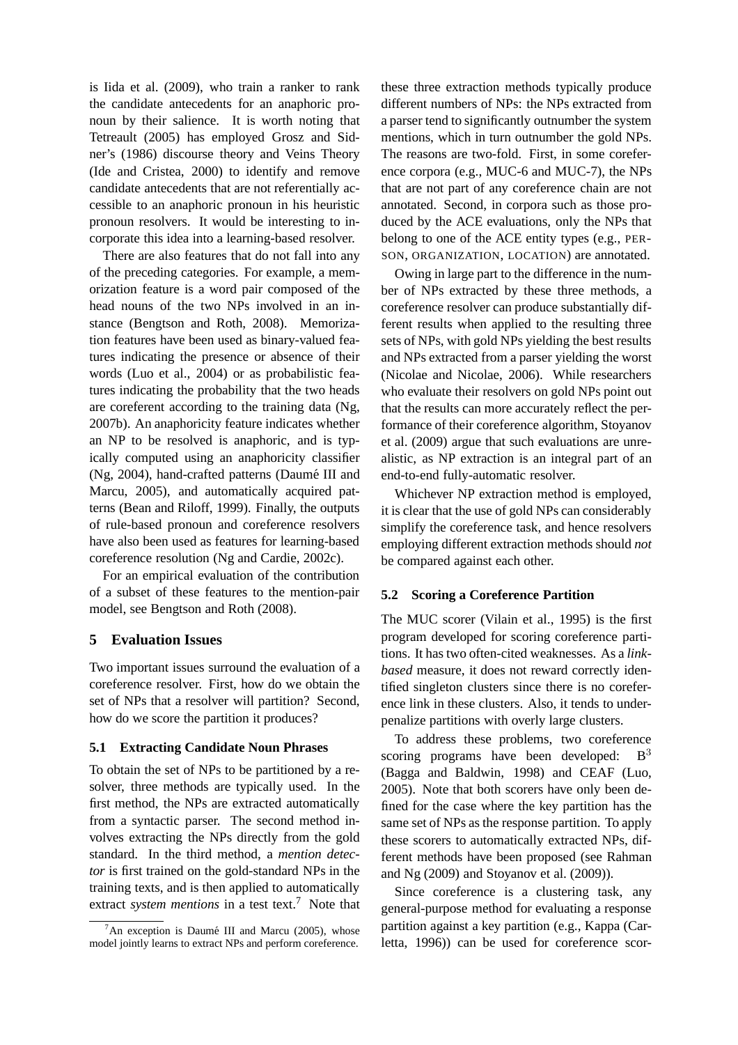is Iida et al. (2009), who train a ranker to rank the candidate antecedents for an anaphoric pronoun by their salience. It is worth noting that Tetreault (2005) has employed Grosz and Sidner's (1986) discourse theory and Veins Theory (Ide and Cristea, 2000) to identify and remove candidate antecedents that are not referentially accessible to an anaphoric pronoun in his heuristic pronoun resolvers. It would be interesting to incorporate this idea into a learning-based resolver.

There are also features that do not fall into any of the preceding categories. For example, a memorization feature is a word pair composed of the head nouns of the two NPs involved in an instance (Bengtson and Roth, 2008). Memorization features have been used as binary-valued features indicating the presence or absence of their words (Luo et al., 2004) or as probabilistic features indicating the probability that the two heads are coreferent according to the training data (Ng, 2007b). An anaphoricity feature indicates whether an NP to be resolved is anaphoric, and is typically computed using an anaphoricity classifier (Ng, 2004), hand-crafted patterns (Daumé III and Marcu, 2005), and automatically acquired patterns (Bean and Riloff, 1999). Finally, the outputs of rule-based pronoun and coreference resolvers have also been used as features for learning-based coreference resolution (Ng and Cardie, 2002c).

For an empirical evaluation of the contribution of a subset of these features to the mention-pair model, see Bengtson and Roth (2008).

## 5 Evaluation Issues

Two important issues surround the evaluation of a coreference resolver. First, how do we obtain the set of NPs that a resolver will partition? Second, how do we score the partition it produces?

### 5.1 Extracting Candidate Noun Phrases

To obtain the set of NPs to be partitioned by a resolver, three methods are typically used. In the first method, the NPs are extracted automatically from a syntactic parser. The second method involves extracting the NPs directly from the gold standard. In the third method, a *mention detector* is first trained on the gold-standard NPs in the training texts, and is then applied to automatically extract *system mentions* in a test text.[7] Note that these three extraction methods typically produce different numbers of NPs: the NPs extracted from a parser tend to significantly outnumber the system mentions, which in turn outnumber the gold NPs. The reasons are two-fold. First, in some coreference corpora (e.g., MUC-6 and MUC-7), the NPs that are not part of any coreference chain are not annotated. Second, in corpora such as those produced by the ACE evaluations, only the NPs that belong to one of the ACE entity types (e.g., PERSON, ORGANIZATION, LOCATION) are annotated.

Owing in large part to the difference in the number of NPs extracted by these three methods, a coreference resolver can produce substantially different results when applied to the resulting three sets of NPs, with gold NPs yielding the best results and NPs extracted from a parser yielding the worst (Nicolae and Nicolae, 2006). While researchers who evaluate their resolvers on gold NPs point out that the results can more accurately reflect the performance of their coreference algorithm, Stoyanov et al. (2009) argue that such evaluations are unrealistic, as NP extraction is an integral part of an end-to-end fully-automatic resolver.

Whichever NP extraction method is employed, it is clear that the use of gold NPs can considerably simplify the coreference task, and hence resolvers employing different extraction methods should *not* be compared against each other.

### 5.2 Scoring a Coreference Partition

The MUC scorer (Vilain et al., 1995) is the first program developed for scoring coreference partitions. It has two often-cited weaknesses. As a *link-based* measure, it does not reward correctly identified singleton clusters since there is no coreference link in these clusters. Also, it tends to underpenalize partitions with overly large clusters.

To address these problems, two coreference scoring programs have been developed: $B^3$ (Bagga and Baldwin, 1998) and CEAF (Luo, 2005). Note that both scorers have only been defined for the case where the key partition has the same set of NPs as the response partition. To apply these scorers to automatically extracted NPs, different methods have been proposed (see Rahman and Ng (2009) and Stoyanov et al. (2009)).

Since coreference is a clustering task, any general-purpose method for evaluating a response partition against a key partition (e.g., Kappa (Carletta, 1996)) can be used for coreference scor-

[7] An exception is Daumé III and Marcu (2005), whose model jointly learns to extract NPs and perform coreference.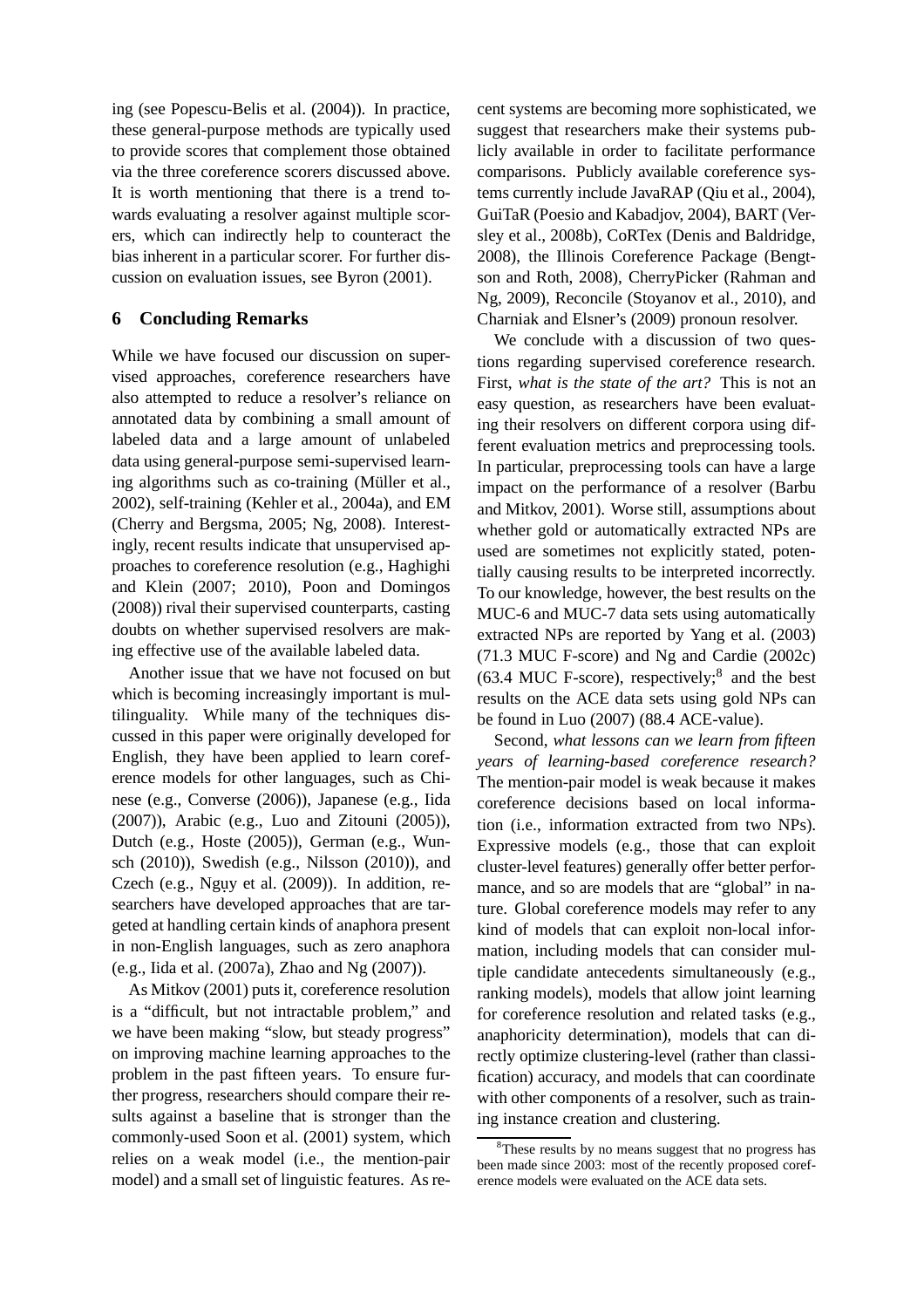ing (see Popescu-Belis et al. (2004)). In practice, these general-purpose methods are typically used to provide scores that complement those obtained via the three coreference scorers discussed above. It is worth mentioning that there is a trend towards evaluating a resolver against multiple scorers, which can indirectly help to counteract the bias inherent in a particular scorer. For further discussion on evaluation issues, see Byron (2001).

## 6 Concluding Remarks

While we have focused our discussion on supervised approaches, coreference researchers have also attempted to reduce a resolver's reliance on annotated data by combining a small amount of labeled data and a large amount of unlabeled data using general-purpose semi-supervised learning algorithms such as co-training (Müller et al., 2002), self-training (Kehler et al., 2004a), and EM (Cherry and Bergsma, 2005; Ng, 2008). Interestingly, recent results indicate that unsupervised approaches to coreference resolution (e.g., Haghighi and Klein (2007; 2010), Poon and Domingos (2008)) rival their supervised counterparts, casting doubts on whether supervised resolvers are making effective use of the available labeled data.

Another issue that we have not focused on but which is becoming increasingly important is multilinguality. While many of the techniques discussed in this paper were originally developed for English, they have been applied to learn coreference models for other languages, such as Chinese (e.g., Converse (2006)), Japanese (e.g., Iida (2007)), Arabic (e.g., Luo and Zitouni (2005)), Dutch (e.g., Hoste (2005)), German (e.g., Wunsch (2010)), Swedish (e.g., Nilsson (2010)), and Czech (e.g., Ngụy et al. (2009)). In addition, researchers have developed approaches that are targeted at handling certain kinds of anaphora present in non-English languages, such as zero anaphora (e.g., Iida et al. (2007a), Zhao and Ng (2007)).

As Mitkov (2001) puts it, coreference resolution is a "difficult, but not intractable problem," and we have been making "slow, but steady progress" on improving machine learning approaches to the problem in the past fifteen years. To ensure further progress, researchers should compare their results against a baseline that is stronger than the commonly-used Soon et al. (2001) system, which relies on a weak model (i.e., the mention-pair model) and a small set of linguistic features. As recent systems are becoming more sophisticated, we suggest that researchers make their systems publicly available in order to facilitate performance comparisons. Publicly available coreference systems currently include JavaRAP (Qiu et al., 2004), GuiTaR (Poesio and Kabadjov, 2004), BART (Versley et al., 2008b), CoRTex (Denis and Baldridge, 2008), the Illinois Coreference Package (Bengtson and Roth, 2008), CherryPicker (Rahman and Ng, 2009), Reconcile (Stoyanov et al., 2010), and Charniak and Elsner's (2009) pronoun resolver.

We conclude with a discussion of two questions regarding supervised coreference research. First, *what is the state of the art?* This is not an easy question, as researchers have been evaluating their resolvers on different corpora using different evaluation metrics and preprocessing tools. In particular, preprocessing tools can have a large impact on the performance of a resolver (Barbu and Mitkov, 2001). Worse still, assumptions about whether gold or automatically extracted NPs are used are sometimes not explicitly stated, potentially causing results to be interpreted incorrectly. To our knowledge, however, the best results on the MUC-6 and MUC-7 data sets using automatically extracted NPs are reported by Yang et al. (2003) (71.3 MUC F-score) and Ng and Cardie (2002c) (63.4 MUC F-score), respectively;[8] and the best results on the ACE data sets using gold NPs can be found in Luo (2007) (88.4 ACE-value).

Second, *what lessons can we learn from fifteen years of learning-based coreference research?* The mention-pair model is weak because it makes coreference decisions based on local information (i.e., information extracted from two NPs). Expressive models (e.g., those that can exploit cluster-level features) generally offer better performance, and so are models that are "global" in nature. Global coreference models may refer to any kind of models that can exploit non-local information, including models that can consider multiple candidate antecedents simultaneously (e.g., ranking models), models that allow joint learning for coreference resolution and related tasks (e.g., anaphoricity determination), models that can directly optimize clustering-level (rather than classification) accuracy, and models that can coordinate with other components of a resolver, such as training instance creation and clustering.

[8]These results by no means suggest that no progress has been made since 2003: most of the recently proposed coreference models were evaluated on the ACE data sets.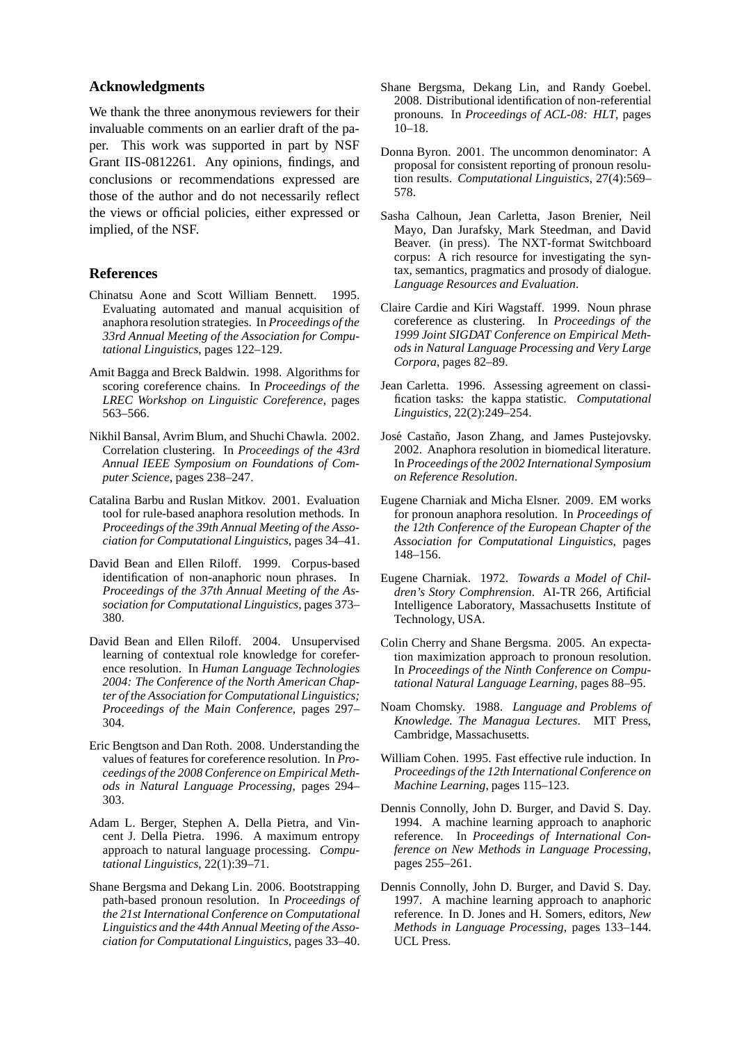## Acknowledgments

We thank the three anonymous reviewers for their invaluable comments on an earlier draft of the paper. This work was supported in part by NSF Grant IIS-0812261. Any opinions, findings, and conclusions or recommendations expressed are those of the author and do not necessarily reflect the views or official policies, either expressed or implied, of the NSF.

## References

Chinatsu Aone and Scott William Bennett. 1995. Evaluating automated and manual acquisition of anaphora resolution strategies. In *Proceedings of the 33rd Annual Meeting of the Association for Computational Linguistics*, pages 122–129.

Amit Bagga and Breck Baldwin. 1998. Algorithms for scoring coreference chains. In *Proceedings of the LREC Workshop on Linguistic Coreference*, pages 563–566.

Nikhil Bansal, Avrim Blum, and Shuchi Chawla. 2002. Correlation clustering. In *Proceedings of the 43rd Annual IEEE Symposium on Foundations of Computer Science*, pages 238–247.

Catalina Barbu and Ruslan Mitkov. 2001. Evaluation tool for rule-based anaphora resolution methods. In *Proceedings of the 39th Annual Meeting of the Association for Computational Linguistics*, pages 34–41.

David Bean and Ellen Riloff. 1999. Corpus-based identification of non-anaphoric noun phrases. In *Proceedings of the 37th Annual Meeting of the Association for Computational Linguistics*, pages 373–380.

David Bean and Ellen Riloff. 2004. Unsupervised learning of contextual role knowledge for coreference resolution. In *Human Language Technologies 2004: The Conference of the North American Chapter of the Association for Computational Linguistics; Proceedings of the Main Conference*, pages 297–304.

Eric Bengtson and Dan Roth. 2008. Understanding the values of features for coreference resolution. In *Proceedings of the 2008 Conference on Empirical Methods in Natural Language Processing*, pages 294–303.

Adam L. Berger, Stephen A. Della Pietra, and Vincent J. Della Pietra. 1996. A maximum entropy approach to natural language processing. *Computational Linguistics*, 22(1):39–71.

Shane Bergsma and Dekang Lin. 2006. Bootstrapping path-based pronoun resolution. In *Proceedings of the 21st International Conference on Computational Linguistics and the 44th Annual Meeting of the Association for Computational Linguistics*, pages 33–40.

Shane Bergsma, Dekang Lin, and Randy Goebel. 2008. Distributional identification of non-referential pronouns. In *Proceedings of ACL-08: HLT*, pages 10–18.

Donna Byron. 2001. The uncommon denominator: A proposal for consistent reporting of pronoun resolution results. *Computational Linguistics*, 27(4):569–578.

Sasha Calhoun, Jean Carletta, Jason Brenier, Neil Mayo, Dan Jurafsky, Mark Steedman, and David Beaver. (in press). The NXT-format Switchboard corpus: A rich resource for investigating the syntax, semantics, pragmatics and prosody of dialogue. *Language Resources and Evaluation*.

Claire Cardie and Kiri Wagstaff. 1999. Noun phrase coreference as clustering. In *Proceedings of the 1999 Joint SIGDAT Conference on Empirical Methods in Natural Language Processing and Very Large Corpora*, pages 82–89.

Jean Carletta. 1996. Assessing agreement on classification tasks: the kappa statistic. *Computational Linguistics*, 22(2):249–254.

José Castaño, Jason Zhang, and James Pustejovsky. 2002. Anaphora resolution in biomedical literature. In *Proceedings of the 2002 International Symposium on Reference Resolution*.

Eugene Charniak and Micha Elsner. 2009. EM works for pronoun anaphora resolution. In *Proceedings of the 12th Conference of the European Chapter of the Association for Computational Linguistics*, pages 148–156.

Eugene Charniak. 1972. *Towards a Model of Children's Story Comphrension*. AI-TR 266, Artificial Intelligence Laboratory, Massachusetts Institute of Technology, USA.

Colin Cherry and Shane Bergsma. 2005. An expectation maximization approach to pronoun resolution. In *Proceedings of the Ninth Conference on Computational Natural Language Learning*, pages 88–95.

Noam Chomsky. 1988. *Language and Problems of Knowledge. The Managua Lectures*. MIT Press, Cambridge, Massachusetts.

William Cohen. 1995. Fast effective rule induction. In *Proceedings of the 12th International Conference on Machine Learning*, pages 115–123.

Dennis Connolly, John D. Burger, and David S. Day. 1994. A machine learning approach to anaphoric reference. In *Proceedings of International Conference on New Methods in Language Processing*, pages 255–261.

Dennis Connolly, John D. Burger, and David S. Day. 1997. A machine learning approach to anaphoric reference. In D. Jones and H. Somers, editors, *New Methods in Language Processing*, pages 133–144. UCL Press.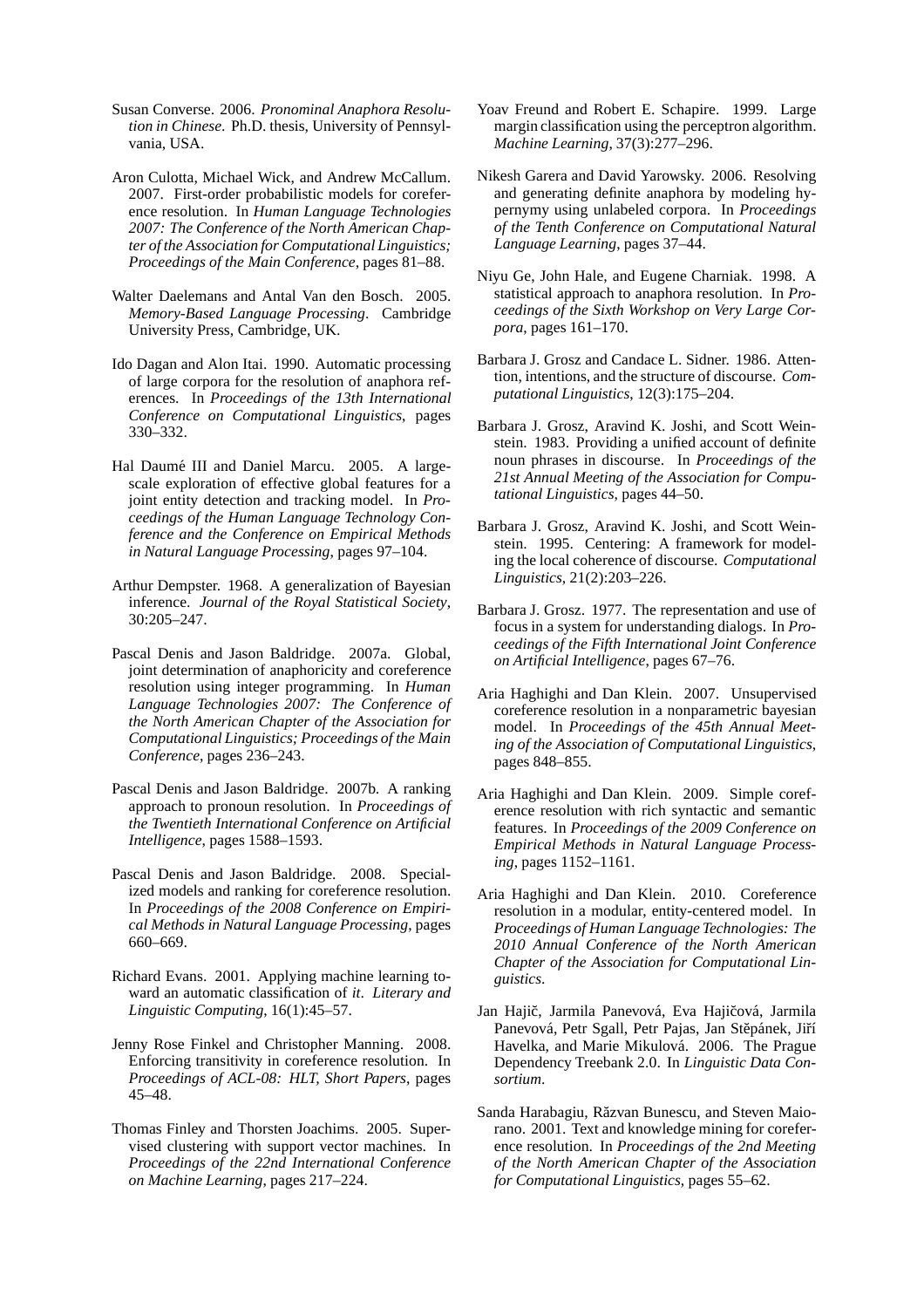Susan Converse. 2006. *Pronominal Anaphora Resolution in Chinese*. Ph.D. thesis, University of Pennsylvania, USA.

Aron Culotta, Michael Wick, and Andrew McCallum. 2007. First-order probabilistic models for coreference resolution. In *Human Language Technologies 2007: The Conference of the North American Chapter of the Association for Computational Linguistics; Proceedings of the Main Conference*, pages 81–88.

Walter Daelemans and Antal Van den Bosch. 2005. *Memory-Based Language Processing*. Cambridge University Press, Cambridge, UK.

Ido Dagan and Alon Itai. 1990. Automatic processing of large corpora for the resolution of anaphora references. In *Proceedings of the 13th International Conference on Computational Linguistics*, pages 330–332.

Hal Daumé III and Daniel Marcu. 2005. A large-scale exploration of effective global features for a joint entity detection and tracking model. In *Proceedings of the Human Language Technology Conference and the Conference on Empirical Methods in Natural Language Processing*, pages 97–104.

Arthur Dempster. 1968. A generalization of Bayesian inference. *Journal of the Royal Statistical Society*, 30:205–247.

Pascal Denis and Jason Baldridge. 2007a. Global, joint determination of anaphoricity and coreference resolution using integer programming. In *Human Language Technologies 2007: The Conference of the North American Chapter of the Association for Computational Linguistics; Proceedings of the Main Conference*, pages 236–243.

Pascal Denis and Jason Baldridge. 2007b. A ranking approach to pronoun resolution. In *Proceedings of the Twentieth International Conference on Artificial Intelligence*, pages 1588–1593.

Pascal Denis and Jason Baldridge. 2008. Specialized models and ranking for coreference resolution. In *Proceedings of the 2008 Conference on Empirical Methods in Natural Language Processing*, pages 660–669.

Richard Evans. 2001. Applying machine learning toward an automatic classification of *it*. *Literary and Linguistic Computing*, 16(1):45–57.

Jenny Rose Finkel and Christopher Manning. 2008. Enforcing transitivity in coreference resolution. In *Proceedings of ACL-08: HLT, Short Papers*, pages 45–48.

Thomas Finley and Thorsten Joachims. 2005. Supervised clustering with support vector machines. In *Proceedings of the 22nd International Conference on Machine Learning*, pages 217–224.

Yoav Freund and Robert E. Schapire. 1999. Large margin classification using the perceptron algorithm. *Machine Learning*, 37(3):277–296.

Nikesh Garera and David Yarowsky. 2006. Resolving and generating definite anaphora by modeling hypernymy using unlabeled corpora. In *Proceedings of the Tenth Conference on Computational Natural Language Learning*, pages 37–44.

Niyu Ge, John Hale, and Eugene Charniak. 1998. A statistical approach to anaphora resolution. In *Proceedings of the Sixth Workshop on Very Large Corpora*, pages 161–170.

Barbara J. Grosz and Candace L. Sidner. 1986. Attention, intentions, and the structure of discourse. *Computational Linguistics*, 12(3):175–204.

Barbara J. Grosz, Aravind K. Joshi, and Scott Weinstein. 1983. Providing a unified account of definite noun phrases in discourse. In *Proceedings of the 21st Annual Meeting of the Association for Computational Linguistics*, pages 44–50.

Barbara J. Grosz, Aravind K. Joshi, and Scott Weinstein. 1995. Centering: A framework for modeling the local coherence of discourse. *Computational Linguistics*, 21(2):203–226.

Barbara J. Grosz. 1977. The representation and use of focus in a system for understanding dialogs. In *Proceedings of the Fifth International Joint Conference on Artificial Intelligence*, pages 67–76.

Aria Haghighi and Dan Klein. 2007. Unsupervised coreference resolution in a nonparametric bayesian model. In *Proceedings of the 45th Annual Meeting of the Association of Computational Linguistics*, pages 848–855.

Aria Haghighi and Dan Klein. 2009. Simple coreference resolution with rich syntactic and semantic features. In *Proceedings of the 2009 Conference on Empirical Methods in Natural Language Processing*, pages 1152–1161.

Aria Haghighi and Dan Klein. 2010. Coreference resolution in a modular, entity-centered model. In *Proceedings of Human Language Technologies: The 2010 Annual Conference of the North American Chapter of the Association for Computational Linguistics*.

Jan Hajič, Jarmila Panevová, Eva Hajičová, Jarmila Panevová, Petr Sgall, Petr Pajas, Jan Stěpánek, Jiří Havelka, and Marie Mikulová. 2006. The Prague Dependency Treebank 2.0. In *Linguistic Data Consortium*.

Sanda Harabagiu, Răzvan Bunescu, and Steven Maiorano. 2001. Text and knowledge mining for coreference resolution. In *Proceedings of the 2nd Meeting of the North American Chapter of the Association for Computational Linguistics*, pages 55–62.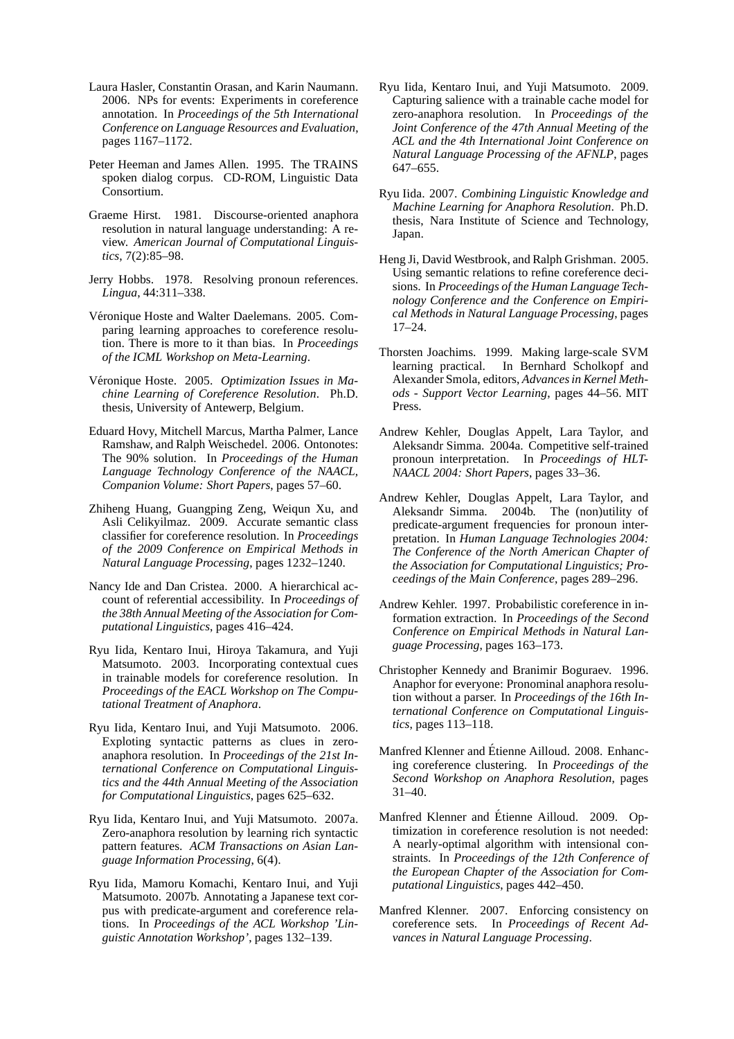Laura Hasler, Constantin Orasan, and Karin Naumann. 2006. NPs for events: Experiments in coreference annotation. In *Proceedings of the 5th International Conference on Language Resources and Evaluation*, pages 1167–1172.

Peter Heeman and James Allen. 1995. The TRAINS spoken dialog corpus. CD-ROM, Linguistic Data Consortium.

Graeme Hirst. 1981. Discourse-oriented anaphora resolution in natural language understanding: A review. *American Journal of Computational Linguistics*, 7(2):85–98.

Jerry Hobbs. 1978. Resolving pronoun references. *Lingua*, 44:311–338.

Véronique Hoste and Walter Daelemans. 2005. Comparing learning approaches to coreference resolution. There is more to it than bias. In *Proceedings of the ICML Workshop on Meta-Learning*.

Véronique Hoste. 2005. *Optimization Issues in Machine Learning of Coreference Resolution*. Ph.D. thesis, University of Antewerp, Belgium.

Eduard Hovy, Mitchell Marcus, Martha Palmer, Lance Ramshaw, and Ralph Weischedel. 2006. Ontonotes: The 90% solution. In *Proceedings of the Human Language Technology Conference of the NAACL, Companion Volume: Short Papers*, pages 57–60.

Zhiheng Huang, Guangping Zeng, Weiqun Xu, and Asli Celikyilmaz. 2009. Accurate semantic class classifier for coreference resolution. In *Proceedings of the 2009 Conference on Empirical Methods in Natural Language Processing*, pages 1232–1240.

Nancy Ide and Dan Cristea. 2000. A hierarchical account of referential accessibility. In *Proceedings of the 38th Annual Meeting of the Association for Computational Linguistics*, pages 416–424.

Ryu Iida, Kentaro Inui, Hiroya Takamura, and Yuji Matsumoto. 2003. Incorporating contextual cues in trainable models for coreference resolution. In *Proceedings of the EACL Workshop on The Computational Treatment of Anaphora*.

Ryu Iida, Kentaro Inui, and Yuji Matsumoto. 2006. Exploting syntactic patterns as clues in zero-anaphora resolution. In *Proceedings of the 21st International Conference on Computational Linguistics and the 44th Annual Meeting of the Association for Computational Linguistics*, pages 625–632.

Ryu Iida, Kentaro Inui, and Yuji Matsumoto. 2007a. Zero-anaphora resolution by learning rich syntactic pattern features. *ACM Transactions on Asian Language Information Processing*, 6(4).

Ryu Iida, Mamoru Komachi, Kentaro Inui, and Yuji Matsumoto. 2007b. Annotating a Japanese text corpus with predicate-argument and coreference relations. In *Proceedings of the ACL Workshop 'Linguistic Annotation Workshop'*, pages 132–139.

Ryu Iida, Kentaro Inui, and Yuji Matsumoto. 2009. Capturing salience with a trainable cache model for zero-anaphora resolution. In *Proceedings of the Joint Conference of the 47th Annual Meeting of the ACL and the 4th International Joint Conference on Natural Language Processing of the AFNLP*, pages 647–655.

Ryu Iida. 2007. *Combining Linguistic Knowledge and Machine Learning for Anaphora Resolution*. Ph.D. thesis, Nara Institute of Science and Technology, Japan.

Heng Ji, David Westbrook, and Ralph Grishman. 2005. Using semantic relations to refine coreference decisions. In *Proceedings of the Human Language Technology Conference and the Conference on Empirical Methods in Natural Language Processing*, pages 17–24.

Thorsten Joachims. 1999. Making large-scale SVM learning practical. In Bernhard Scholkopf and Alexander Smola, editors, *Advances in Kernel Methods - Support Vector Learning*, pages 44–56. MIT Press.

Andrew Kehler, Douglas Appelt, Lara Taylor, and Aleksandr Simma. 2004a. Competitive self-trained pronoun interpretation. In *Proceedings of HLT-NAACL 2004: Short Papers*, pages 33–36.

Andrew Kehler, Douglas Appelt, Lara Taylor, and Aleksandr Simma. 2004b. The (non)utility of predicate-argument frequencies for pronoun interpretation. In *Human Language Technologies 2004: The Conference of the North American Chapter of the Association for Computational Linguistics; Proceedings of the Main Conference*, pages 289–296.

Andrew Kehler. 1997. Probabilistic coreference in information extraction. In *Proceedings of the Second Conference on Empirical Methods in Natural Language Processing*, pages 163–173.

Christopher Kennedy and Branimir Boguraev. 1996. Anaphor for everyone: Pronominal anaphora resolution without a parser. In *Proceedings of the 16th International Conference on Computational Linguistics*, pages 113–118.

Manfred Klenner and Étienne Ailloud. 2008. Enhancing coreference clustering. In *Proceedings of the Second Workshop on Anaphora Resolution*, pages 31–40.

Manfred Klenner and Étienne Ailloud. 2009. Optimization in coreference resolution is not needed: A nearly-optimal algorithm with intensional constraints. In *Proceedings of the 12th Conference of the European Chapter of the Association for Computational Linguistics*, pages 442–450.

Manfred Klenner. 2007. Enforcing consistency on coreference sets. In *Proceedings of Recent Advances in Natural Language Processing*.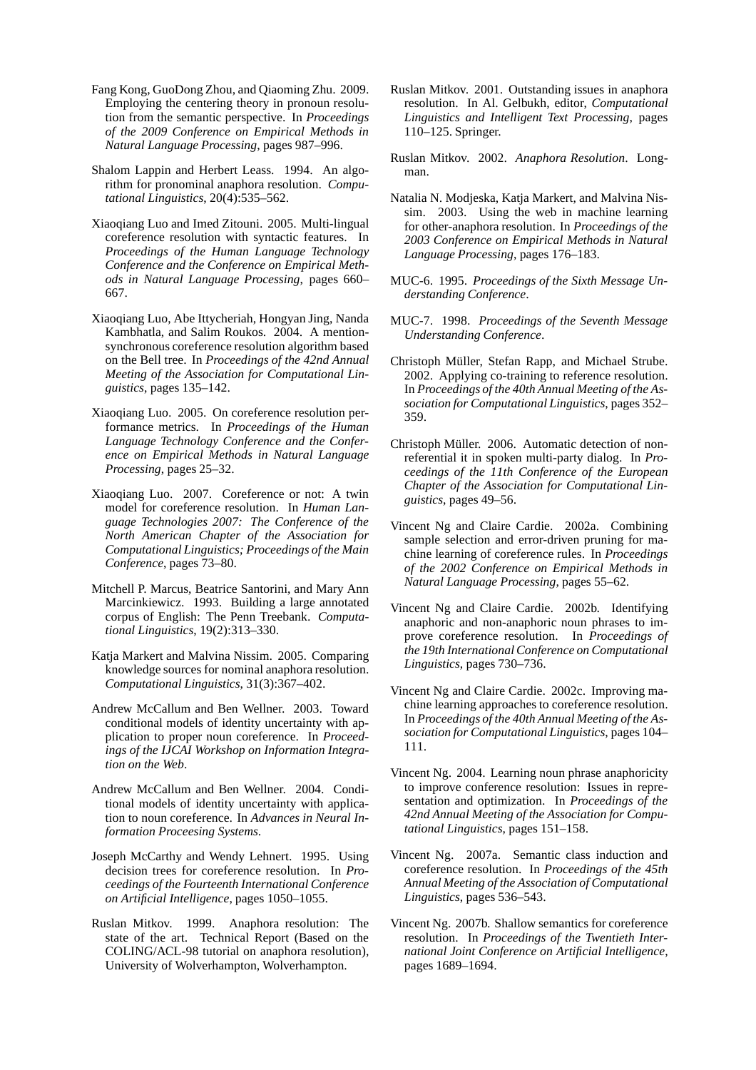Fang Kong, GuoDong Zhou, and Qiaoming Zhu. 2009. Employing the centering theory in pronoun resolution from the semantic perspective. In *Proceedings of the 2009 Conference on Empirical Methods in Natural Language Processing*, pages 987–996.

Shalom Lappin and Herbert Leass. 1994. An algorithm for pronominal anaphora resolution. *Computational Linguistics*, 20(4):535–562.

Xiaoqiang Luo and Imed Zitouni. 2005. Multi-lingual coreference resolution with syntactic features. In *Proceedings of the Human Language Technology Conference and the Conference on Empirical Methods in Natural Language Processing*, pages 660–667.

Xiaoqiang Luo, Abe Ittycheriah, Hongyan Jing, Nanda Kambhatla, and Salim Roukos. 2004. A mention-synchronous coreference resolution algorithm based on the Bell tree. In *Proceedings of the 42nd Annual Meeting of the Association for Computational Linguistics*, pages 135–142.

Xiaoqiang Luo. 2005. On coreference resolution performance metrics. In *Proceedings of the Human Language Technology Conference and the Conference on Empirical Methods in Natural Language Processing*, pages 25–32.

Xiaoqiang Luo. 2007. Coreference or not: A twin model for coreference resolution. In *Human Language Technologies 2007: The Conference of the North American Chapter of the Association for Computational Linguistics; Proceedings of the Main Conference*, pages 73–80.

Mitchell P. Marcus, Beatrice Santorini, and Mary Ann Marcinkiewicz. 1993. Building a large annotated corpus of English: The Penn Treebank. *Computational Linguistics*, 19(2):313–330.

Katja Markert and Malvina Nissim. 2005. Comparing knowledge sources for nominal anaphora resolution. *Computational Linguistics*, 31(3):367–402.

Andrew McCallum and Ben Wellner. 2003. Toward conditional models of identity uncertainty with application to proper noun coreference. In *Proceedings of the IJCAI Workshop on Information Integration on the Web*.

Andrew McCallum and Ben Wellner. 2004. Conditional models of identity uncertainty with application to noun coreference. In *Advances in Neural Information Proceeesing Systems*.

Joseph McCarthy and Wendy Lehnert. 1995. Using decision trees for coreference resolution. In *Proceedings of the Fourteenth International Conference on Artificial Intelligence*, pages 1050–1055.

Ruslan Mitkov. 1999. Anaphora resolution: The state of the art. Technical Report (Based on the COLING/ACL-98 tutorial on anaphora resolution), University of Wolverhampton, Wolverhampton.

Ruslan Mitkov. 2001. Outstanding issues in anaphora resolution. In Al. Gelbukh, editor, *Computational Linguistics and Intelligent Text Processing*, pages 110–125. Springer.

Ruslan Mitkov. 2002. *Anaphora Resolution*. Longman.

Natalia N. Modjeska, Katja Markert, and Malvina Nissim. 2003. Using the web in machine learning for other-anaphora resolution. In *Proceedings of the 2003 Conference on Empirical Methods in Natural Language Processing*, pages 176–183.

MUC-6. 1995. *Proceedings of the Sixth Message Understanding Conference*.

MUC-7. 1998. *Proceedings of the Seventh Message Understanding Conference*.

Christoph Müller, Stefan Rapp, and Michael Strube. 2002. Applying co-training to reference resolution. In *Proceedings of the 40th Annual Meeting of the Association for Computational Linguistics*, pages 352–359.

Christoph Müller. 2006. Automatic detection of non-referential it in spoken multi-party dialog. In *Proceedings of the 11th Conference of the European Chapter of the Association for Computational Linguistics*, pages 49–56.

Vincent Ng and Claire Cardie. 2002a. Combining sample selection and error-driven pruning for machine learning of coreference rules. In *Proceedings of the 2002 Conference on Empirical Methods in Natural Language Processing*, pages 55–62.

Vincent Ng and Claire Cardie. 2002b. Identifying anaphoric and non-anaphoric noun phrases to improve coreference resolution. In *Proceedings of the 19th International Conference on Computational Linguistics*, pages 730–736.

Vincent Ng and Claire Cardie. 2002c. Improving machine learning approaches to coreference resolution. In *Proceedings of the 40th Annual Meeting of the Association for Computational Linguistics*, pages 104–111.

Vincent Ng. 2004. Learning noun phrase anaphoricity to improve conference resolution: Issues in representation and optimization. In *Proceedings of the 42nd Annual Meeting of the Association for Computational Linguistics*, pages 151–158.

Vincent Ng. 2007a. Semantic class induction and coreference resolution. In *Proceedings of the 45th Annual Meeting of the Association of Computational Linguistics*, pages 536–543.

Vincent Ng. 2007b. Shallow semantics for coreference resolution. In *Proceedings of the Twentieth International Joint Conference on Artificial Intelligence*, pages 1689–1694.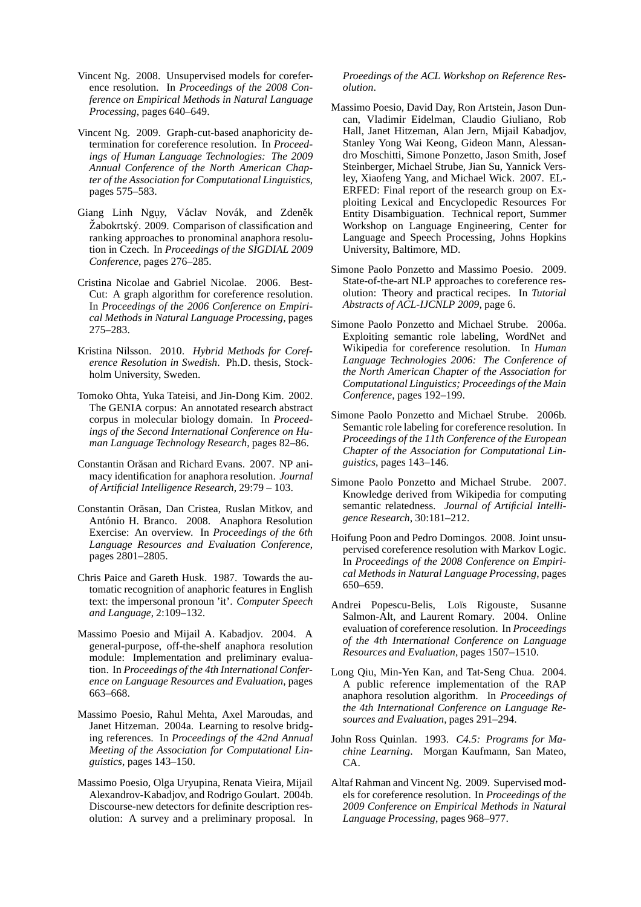Vincent Ng. 2008. Unsupervised models for coreference resolution. In *Proceedings of the 2008 Conference on Empirical Methods in Natural Language Processing*, pages 640–649.

Vincent Ng. 2009. Graph-cut-based anaphoricity determination for coreference resolution. In *Proceedings of Human Language Technologies: The 2009 Annual Conference of the North American Chapter of the Association for Computational Linguistics*, pages 575–583.

Giang Linh Nguy, Václav Novák, and Zdeněk Žabokrtský. 2009. Comparison of classification and ranking approaches to pronominal anaphora resolution in Czech. In *Proceedings of the SIGDIAL 2009 Conference*, pages 276–285.

Cristina Nicolae and Gabriel Nicolae. 2006. BestCut: A graph algorithm for coreference resolution. In *Proceedings of the 2006 Conference on Empirical Methods in Natural Language Processing*, pages 275–283.

Kristina Nilsson. 2010. *Hybrid Methods for Coreference Resolution in Swedish*. Ph.D. thesis, Stockholm University, Sweden.

Tomoko Ohta, Yuka Tateisi, and Jin-Dong Kim. 2002. The GENIA corpus: An annotated research abstract corpus in molecular biology domain. In *Proceedings of the Second International Conference on Human Language Technology Research*, pages 82–86.

Constantin Orăsan and Richard Evans. 2007. NP animacy identification for anaphora resolution. *Journal of Artificial Intelligence Research*, 29:79 – 103.

Constantin Orăsan, Dan Cristea, Ruslan Mitkov, and António H. Branco. 2008. Anaphora Resolution Exercise: An overview. In *Proceedings of the 6th Language Resources and Evaluation Conference*, pages 2801–2805.

Chris Paice and Gareth Husk. 1987. Towards the automatic recognition of anaphoric features in English text: the impersonal pronoun 'it'. *Computer Speech and Language*, 2:109–132.

Massimo Poesio and Mijail A. Kabadjov. 2004. A general-purpose, off-the-shelf anaphora resolution module: Implementation and preliminary evaluation. In *Proceedings of the 4th International Conference on Language Resources and Evaluation*, pages 663–668.

Massimo Poesio, Rahul Mehta, Axel Maroudas, and Janet Hitzeman. 2004a. Learning to resolve bridging references. In *Proceedings of the 42nd Annual Meeting of the Association for Computational Linguistics*, pages 143–150.

Massimo Poesio, Olga Uryupina, Renata Vieira, Mijail Alexandrov-Kabadjov, and Rodrigo Goulart. 2004b. Discourse-new detectors for definite description resolution: A survey and a preliminary proposal. In *Proeedings of the ACL Workshop on Reference Resolution*.

Massimo Poesio, David Day, Ron Artstein, Jason Duncan, Vladimir Eidelman, Claudio Giuliano, Rob Hall, Janet Hitzeman, Alan Jern, Mijail Kabadjov, Stanley Yong Wai Keong, Gideon Mann, Alessandro Moschitti, Simone Ponzetto, Jason Smith, Josef Steinberger, Michael Strube, Jian Su, Yannick Versley, Xiaofeng Yang, and Michael Wick. 2007. ELERFED: Final report of the research group on Exploiting Lexical and Encyclopedic Resources For Entity Disambiguation. Technical report, Summer Workshop on Language Engineering, Center for Language and Speech Processing, Johns Hopkins University, Baltimore, MD.

Simone Paolo Ponzetto and Massimo Poesio. 2009. State-of-the-art NLP approaches to coreference resolution: Theory and practical recipes. In *Tutorial Abstracts of ACL-IJCNLP 2009*, page 6.

Simone Paolo Ponzetto and Michael Strube. 2006a. Exploiting semantic role labeling, WordNet and Wikipedia for coreference resolution. In *Human Language Technologies 2006: The Conference of the North American Chapter of the Association for Computational Linguistics; Proceedings of the Main Conference*, pages 192–199.

Simone Paolo Ponzetto and Michael Strube. 2006b. Semantic role labeling for coreference resolution. In *Proceedings of the 11th Conference of the European Chapter of the Association for Computational Linguistics*, pages 143–146.

Simone Paolo Ponzetto and Michael Strube. 2007. Knowledge derived from Wikipedia for computing semantic relatedness. *Journal of Artificial Intelligence Research*, 30:181–212.

Hoifung Poon and Pedro Domingos. 2008. Joint unsupervised coreference resolution with Markov Logic. In *Proceedings of the 2008 Conference on Empirical Methods in Natural Language Processing*, pages 650–659.

Andrei Popescu-Belis, Loïs Rigouste, Susanne Salmon-Alt, and Laurent Romary. 2004. Online evaluation of coreference resolution. In *Proceedings of the 4th International Conference on Language Resources and Evaluation*, pages 1507–1510.

Long Qiu, Min-Yen Kan, and Tat-Seng Chua. 2004. A public reference implementation of the RAP anaphora resolution algorithm. In *Proceedings of the 4th International Conference on Language Resources and Evaluation*, pages 291–294.

John Ross Quinlan. 1993. *C4.5: Programs for Machine Learning*. Morgan Kaufmann, San Mateo, CA.

Altaf Rahman and Vincent Ng. 2009. Supervised models for coreference resolution. In *Proceedings of the 2009 Conference on Empirical Methods in Natural Language Processing*, pages 968–977.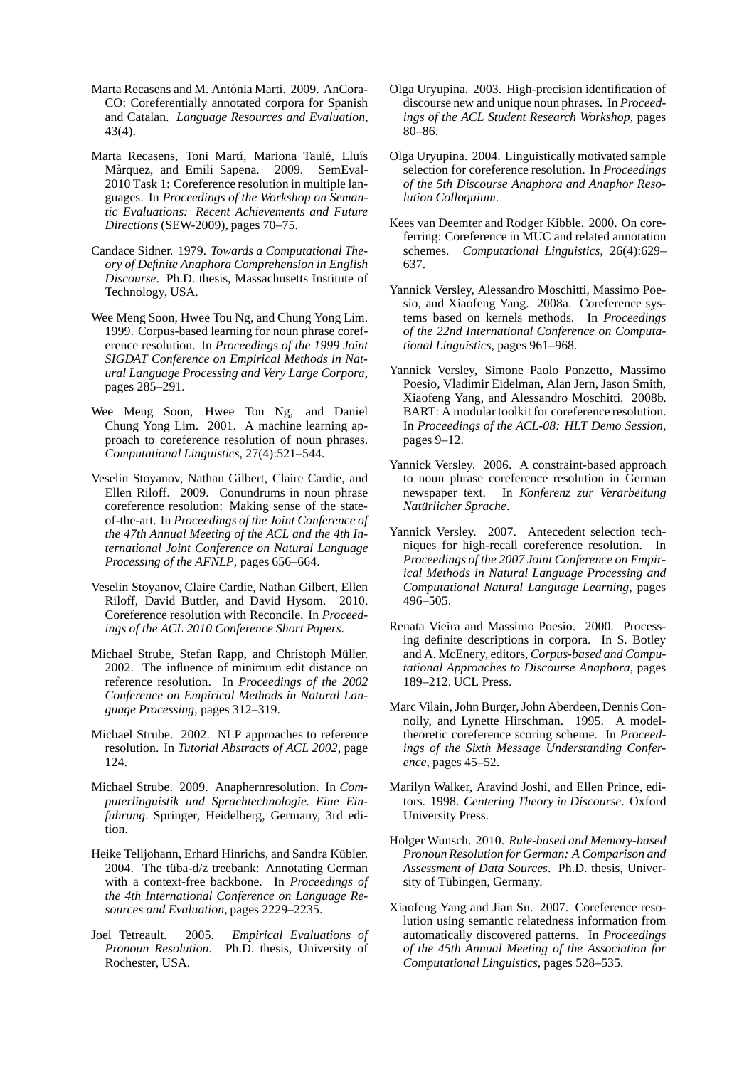Marta Recasens and M. Antónia Martí. 2009. AnCora-CO: Coreferentially annotated corpora for Spanish and Catalan. *Language Resources and Evaluation*, 43(4).

Marta Recasens, Toni Martí, Mariona Taulé, Lluís Màrquez, and Emili Sapena. 2009. SemEval-2010 Task 1: Coreference resolution in multiple languages. In *Proceedings of the Workshop on Semantic Evaluations: Recent Achievements and Future Directions* (SEW-2009), pages 70–75.

Candace Sidner. 1979. *Towards a Computational Theory of Definite Anaphora Comprehension in English Discourse*. Ph.D. thesis, Massachusetts Institute of Technology, USA.

Wee Meng Soon, Hwee Tou Ng, and Chung Yong Lim. 1999. Corpus-based learning for noun phrase coreference resolution. In *Proceedings of the 1999 Joint SIGDAT Conference on Empirical Methods in Natural Language Processing and Very Large Corpora*, pages 285–291.

Wee Meng Soon, Hwee Tou Ng, and Daniel Chung Yong Lim. 2001. A machine learning approach to coreference resolution of noun phrases. *Computational Linguistics*, 27(4):521–544.

Veselin Stoyanov, Nathan Gilbert, Claire Cardie, and Ellen Riloff. 2009. Conundrums in noun phrase coreference resolution: Making sense of the state-of-the-art. In *Proceedings of the Joint Conference of the 47th Annual Meeting of the ACL and the 4th International Joint Conference on Natural Language Processing of the AFNLP*, pages 656–664.

Veselin Stoyanov, Claire Cardie, Nathan Gilbert, Ellen Riloff, David Buttler, and David Hysom. 2010. Coreference resolution with Reconcile. In *Proceedings of the ACL 2010 Conference Short Papers*.

Michael Strube, Stefan Rapp, and Christoph Müller. 2002. The influence of minimum edit distance on reference resolution. In *Proceedings of the 2002 Conference on Empirical Methods in Natural Language Processing*, pages 312–319.

Michael Strube. 2002. NLP approaches to reference resolution. In *Tutorial Abstracts of ACL 2002*, page 124.

Michael Strube. 2009. Anaphernresolution. In *Computerlinguistik und Sprachtechnologie. Eine Einfuhrung*. Springer, Heidelberg, Germany, 3rd edition.

Heike Telljohann, Erhard Hinrichs, and Sandra Kübler. 2004. The tüba-d/z treebank: Annotating German with a context-free backbone. In *Proceedings of the 4th International Conference on Language Resources and Evaluation*, pages 2229–2235.

Joel Tetreault. 2005. *Empirical Evaluations of Pronoun Resolution*. Ph.D. thesis, University of Rochester, USA.

Olga Uryupina. 2003. High-precision identification of discourse new and unique noun phrases. In *Proceedings of the ACL Student Research Workshop*, pages 80–86.

Olga Uryupina. 2004. Linguistically motivated sample selection for coreference resolution. In *Proceedings of the 5th Discourse Anaphora and Anaphor Resolution Colloquium*.

Kees van Deemter and Rodger Kibble. 2000. On coreferring: Coreference in MUC and related annotation schemes. *Computational Linguistics*, 26(4):629–637.

Yannick Versley, Alessandro Moschitti, Massimo Poesio, and Xiaofeng Yang. 2008a. Coreference systems based on kernels methods. In *Proceedings of the 22nd International Conference on Computational Linguistics*, pages 961–968.

Yannick Versley, Simone Paolo Ponzetto, Massimo Poesio, Vladimir Eidelman, Alan Jern, Jason Smith, Xiaofeng Yang, and Alessandro Moschitti. 2008b. BART: A modular toolkit for coreference resolution. In *Proceedings of the ACL-08: HLT Demo Session*, pages 9–12.

Yannick Versley. 2006. A constraint-based approach to noun phrase coreference resolution in German newspaper text. In *Konferenz zur Verarbeitung Natürlicher Sprache*.

Yannick Versley. 2007. Antecedent selection techniques for high-recall coreference resolution. In *Proceedings of the 2007 Joint Conference on Empirical Methods in Natural Language Processing and Computational Natural Language Learning*, pages 496–505.

Renata Vieira and Massimo Poesio. 2000. Processing definite descriptions in corpora. In S. Botley and A. McEnery, editors, *Corpus-based and Computational Approaches to Discourse Anaphora*, pages 189–212. UCL Press.

Marc Vilain, John Burger, John Aberdeen, Dennis Connolly, and Lynette Hirschman. 1995. A model-theoretic coreference scoring scheme. In *Proceedings of the Sixth Message Understanding Conference*, pages 45–52.

Marilyn Walker, Aravind Joshi, and Ellen Prince, editors. 1998. *Centering Theory in Discourse*. Oxford University Press.

Holger Wunsch. 2010. *Rule-based and Memory-based Pronoun Resolution for German: A Comparison and Assessment of Data Sources*. Ph.D. thesis, University of Tübingen, Germany.

Xiaofeng Yang and Jian Su. 2007. Coreference resolution using semantic relatedness information from automatically discovered patterns. In *Proceedings of the 45th Annual Meeting of the Association for Computational Linguistics*, pages 528–535.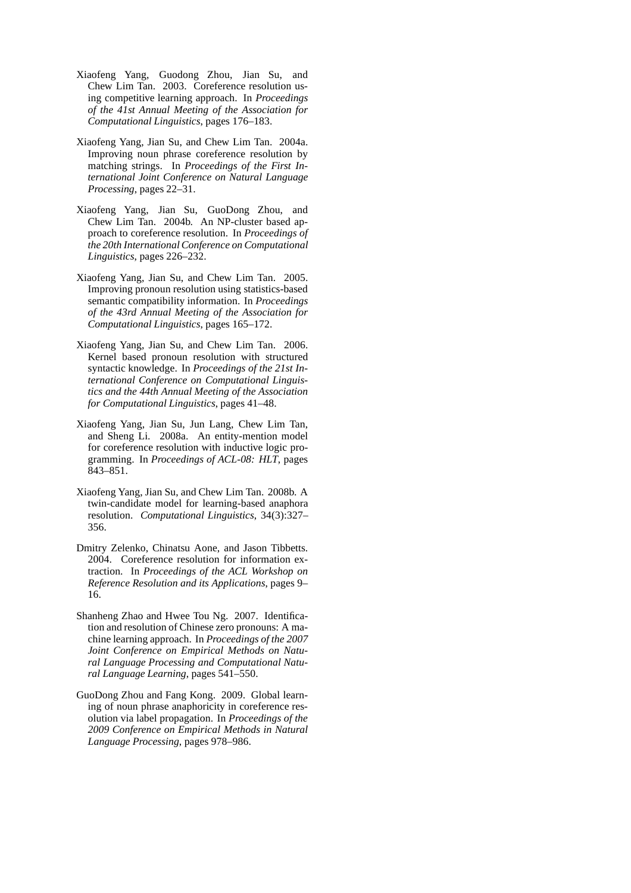Xiaofeng Yang, Guodong Zhou, Jian Su, and Chew Lim Tan. 2003. Coreference resolution using competitive learning approach. In *Proceedings of the 41st Annual Meeting of the Association for Computational Linguistics*, pages 176–183.

Xiaofeng Yang, Jian Su, and Chew Lim Tan. 2004a. Improving noun phrase coreference resolution by matching strings. In *Proceedings of the First International Joint Conference on Natural Language Processing*, pages 22–31.

Xiaofeng Yang, Jian Su, GuoDong Zhou, and Chew Lim Tan. 2004b. An NP-cluster based approach to coreference resolution. In *Proceedings of the 20th International Conference on Computational Linguistics*, pages 226–232.

Xiaofeng Yang, Jian Su, and Chew Lim Tan. 2005. Improving pronoun resolution using statistics-based semantic compatibility information. In *Proceedings of the 43rd Annual Meeting of the Association for Computational Linguistics*, pages 165–172.

Xiaofeng Yang, Jian Su, and Chew Lim Tan. 2006. Kernel based pronoun resolution with structured syntactic knowledge. In *Proceedings of the 21st International Conference on Computational Linguistics and the 44th Annual Meeting of the Association for Computational Linguistics*, pages 41–48.

Xiaofeng Yang, Jian Su, Jun Lang, Chew Lim Tan, and Sheng Li. 2008a. An entity-mention model for coreference resolution with inductive logic programming. In *Proceedings of ACL-08: HLT*, pages 843–851.

Xiaofeng Yang, Jian Su, and Chew Lim Tan. 2008b. A twin-candidate model for learning-based anaphora resolution. *Computational Linguistics*, 34(3):327–356.

Dmitry Zelenko, Chinatsu Aone, and Jason Tibbetts. 2004. Coreference resolution for information extraction. In *Proceedings of the ACL Workshop on Reference Resolution and its Applications*, pages 9–16.

Shanheng Zhao and Hwee Tou Ng. 2007. Identification and resolution of Chinese zero pronouns: A machine learning approach. In *Proceedings of the 2007 Joint Conference on Empirical Methods on Natural Language Processing and Computational Natural Language Learning*, pages 541–550.

GuoDong Zhou and Fang Kong. 2009. Global learning of noun phrase anaphoricity in coreference resolution via label propagation. In *Proceedings of the 2009 Conference on Empirical Methods in Natural Language Processing*, pages 978–986.